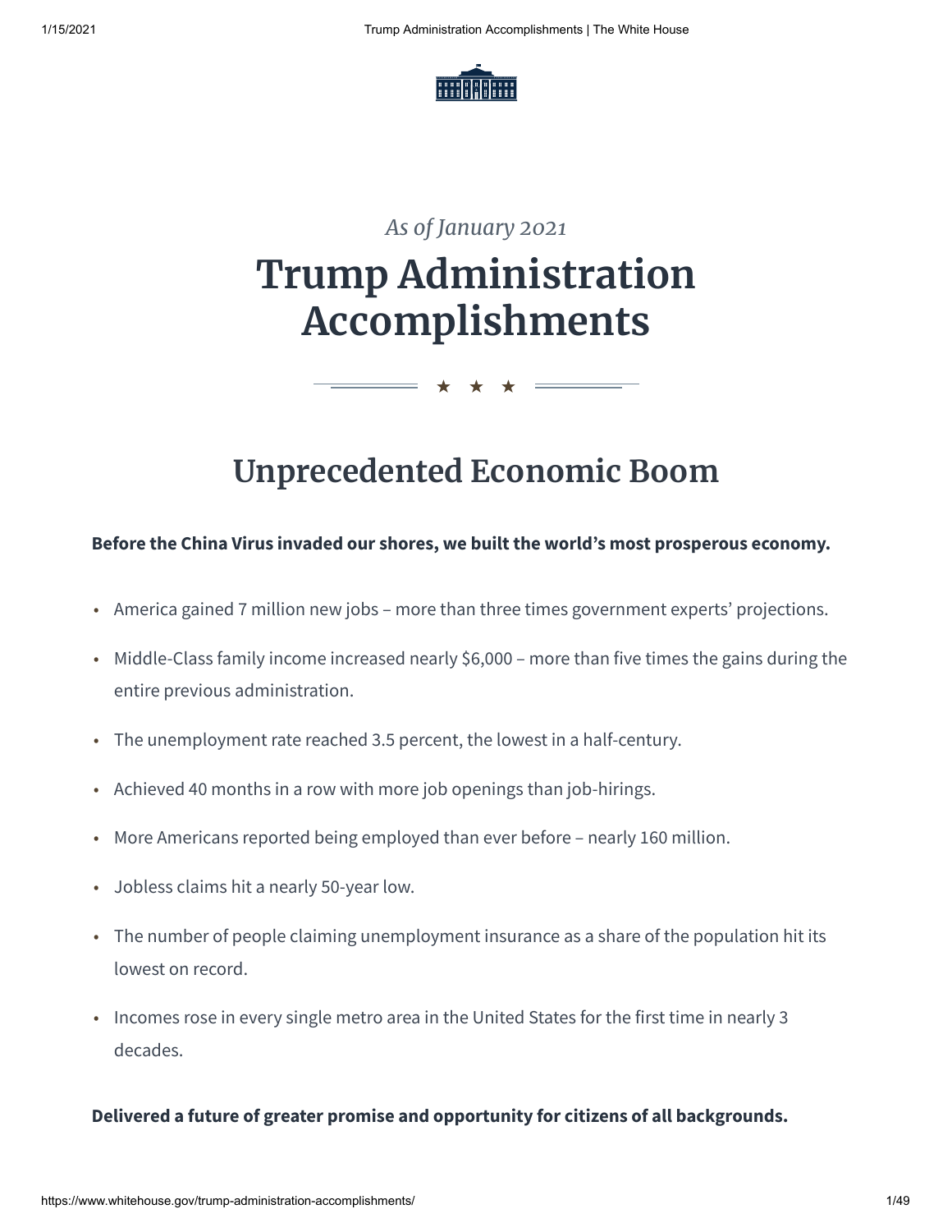*As of January 2021*

# Trump Administration Accomplishments

★ ★ ★

## Unprecedented Economic Boom

**Before the China Virus invaded our shores, we built the world's most prosperous economy.**

- America gained 7 million new jobs – more than three times government experts' projections.
- Middle-Class family income increased nearly $6,000 – more than five times the gains during the entire previous administration.
- The unemployment rate reached 3.5 percent, the lowest in a half-century.
- Achieved 40 months in a row with more job openings than job-hirings.
- More Americans reported being employed than ever before – nearly 160 million.
- Jobless claims hit a nearly 50-year low.
- The number of people claiming unemployment insurance as a share of the population hit its lowest on record.
- Incomes rose in every single metro area in the United States for the first time in nearly 3 decades.

**Delivered a future of greater promise and opportunity for citizens of all backgrounds.**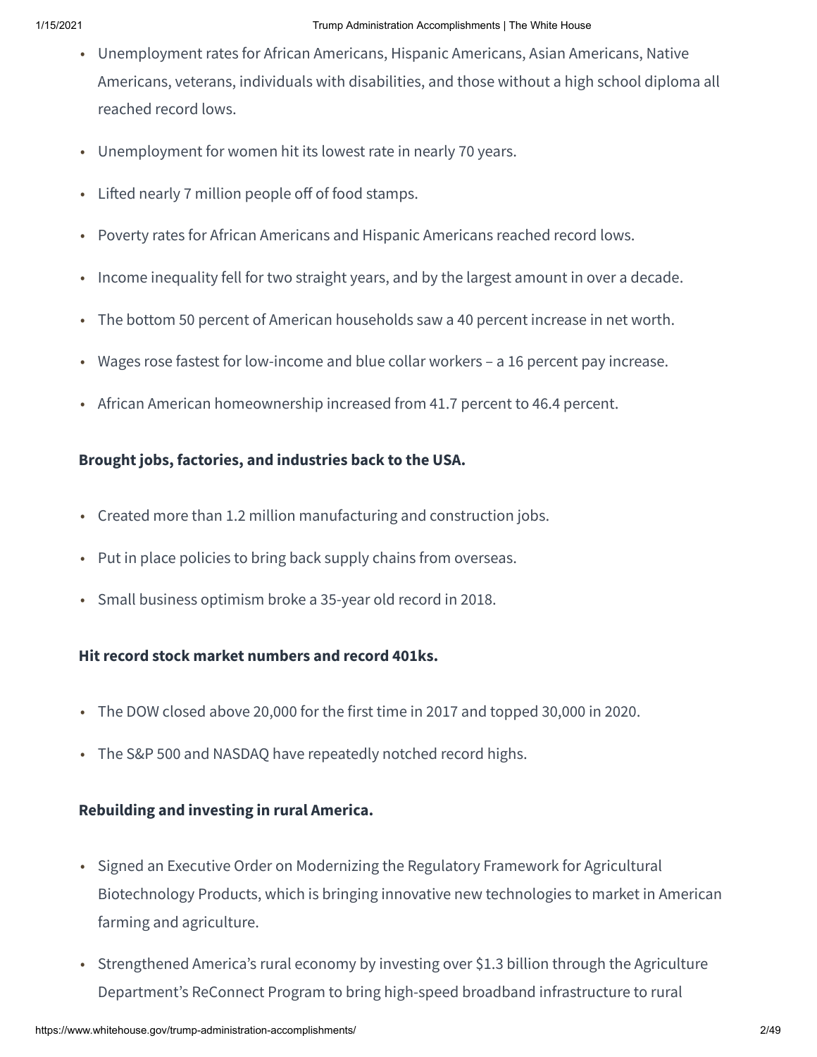- Unemployment rates for African Americans, Hispanic Americans, Asian Americans, Native Americans, veterans, individuals with disabilities, and those without a high school diploma all reached record lows.
- Unemployment for women hit its lowest rate in nearly 70 years.
- Lifted nearly 7 million people off of food stamps.
- Poverty rates for African Americans and Hispanic Americans reached record lows.
- Income inequality fell for two straight years, and by the largest amount in over a decade.
- The bottom 50 percent of American households saw a 40 percent increase in net worth.
- Wages rose fastest for low-income and blue collar workers – a 16 percent pay increase.
- African American homeownership increased from 41.7 percent to 46.4 percent.

**Brought jobs, factories, and industries back to the USA.**

- Created more than 1.2 million manufacturing and construction jobs.
- Put in place policies to bring back supply chains from overseas.
- Small business optimism broke a 35-year old record in 2018.

**Hit record stock market numbers and record 401ks.**

- The DOW closed above 20,000 for the first time in 2017 and topped 30,000 in 2020.
- The S&P 500 and NASDAQ have repeatedly notched record highs.

**Rebuilding and investing in rural America.**

- Signed an Executive Order on Modernizing the Regulatory Framework for Agricultural Biotechnology Products, which is bringing innovative new technologies to market in American farming and agriculture.
- Strengthened America's rural economy by investing over $1.3 billion through the Agriculture Department's ReConnect Program to bring high-speed broadband infrastructure to rural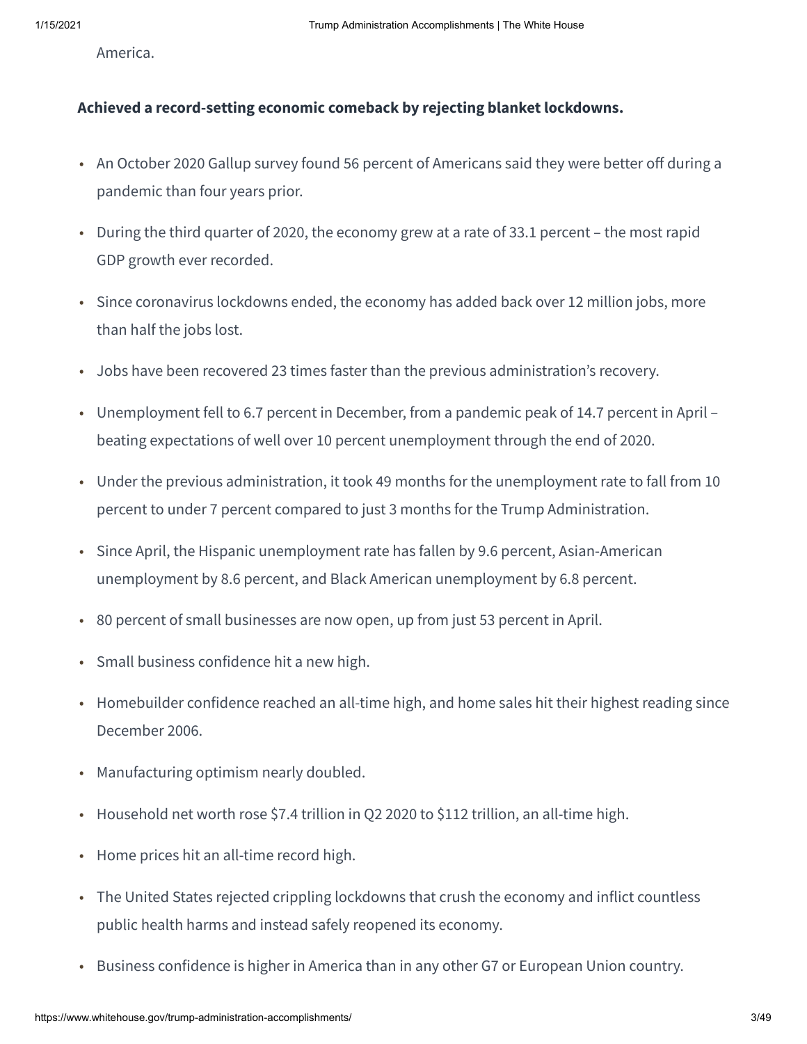America.

**Achieved a record-setting economic comeback by rejecting blanket lockdowns.**

- An October 2020 Gallup survey found 56 percent of Americans said they were better off during a pandemic than four years prior.
- During the third quarter of 2020, the economy grew at a rate of 33.1 percent – the most rapid GDP growth ever recorded.
- Since coronavirus lockdowns ended, the economy has added back over 12 million jobs, more than half the jobs lost.
- Jobs have been recovered 23 times faster than the previous administration's recovery.
- Unemployment fell to 6.7 percent in December, from a pandemic peak of 14.7 percent in April – beating expectations of well over 10 percent unemployment through the end of 2020.
- Under the previous administration, it took 49 months for the unemployment rate to fall from 10 percent to under 7 percent compared to just 3 months for the Trump Administration.
- Since April, the Hispanic unemployment rate has fallen by 9.6 percent, Asian-American unemployment by 8.6 percent, and Black American unemployment by 6.8 percent.
- 80 percent of small businesses are now open, up from just 53 percent in April.
- Small business confidence hit a new high.
- Homebuilder confidence reached an all-time high, and home sales hit their highest reading since December 2006.
- Manufacturing optimism nearly doubled.
- Household net worth rose $7.4 trillion in Q2 2020 to $112 trillion, an all-time high.
- Home prices hit an all-time record high.
- The United States rejected crippling lockdowns that crush the economy and inflict countless public health harms and instead safely reopened its economy.
- Business confidence is higher in America than in any other G7 or European Union country.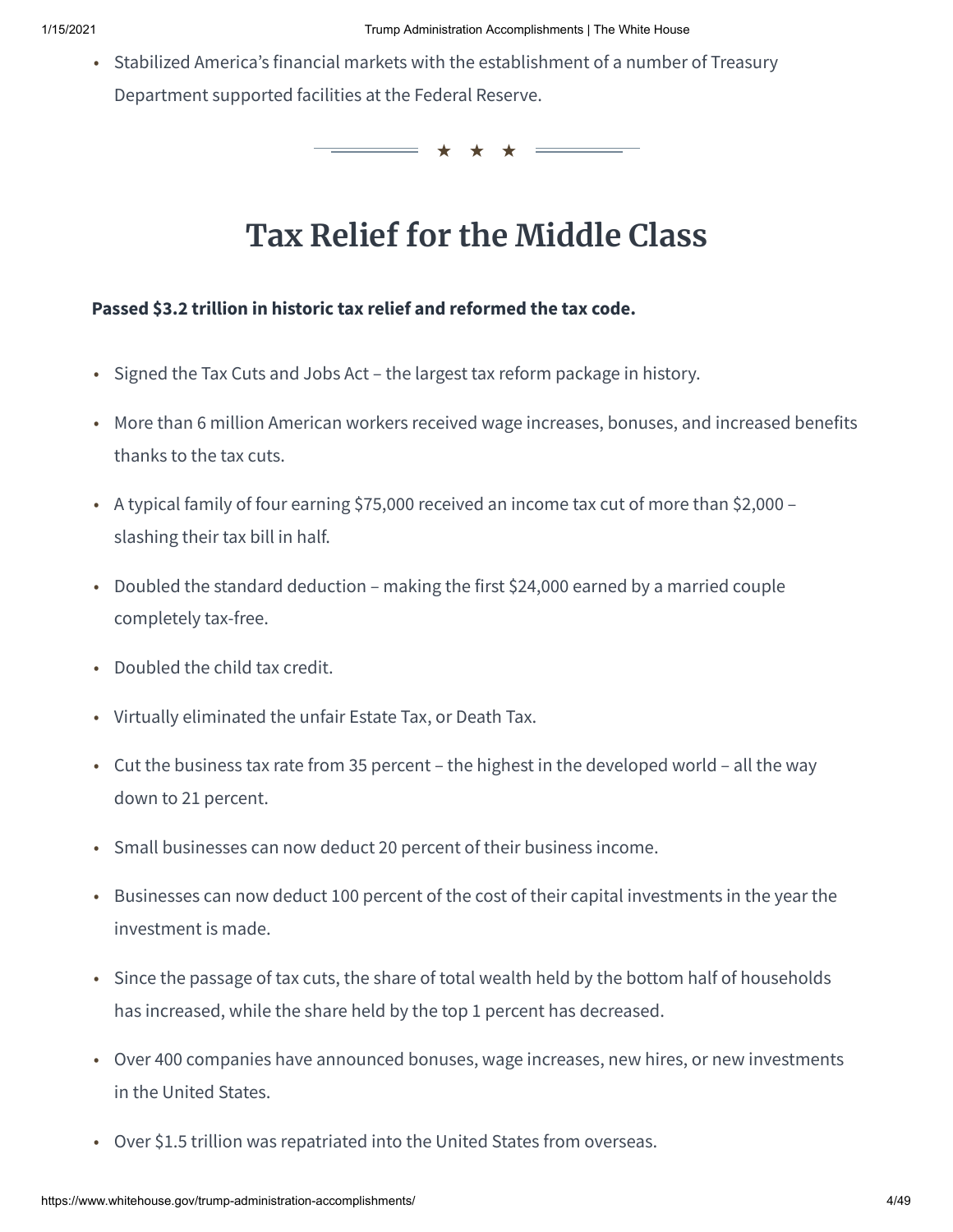- Stabilized America's financial markets with the establishment of a number of Treasury Department supported facilities at the Federal Reserve.

## Tax Relief for the Middle Class

**Passed $3.2 trillion in historic tax relief and reformed the tax code.**

- Signed the Tax Cuts and Jobs Act – the largest tax reform package in history.
- More than 6 million American workers received wage increases, bonuses, and increased benefits thanks to the tax cuts.
- A typical family of four earning $75,000 received an income tax cut of more than $2,000 – slashing their tax bill in half.
- Doubled the standard deduction – making the first $24,000 earned by a married couple completely tax-free.
- Doubled the child tax credit.
- Virtually eliminated the unfair Estate Tax, or Death Tax.
- Cut the business tax rate from 35 percent – the highest in the developed world – all the way down to 21 percent.
- Small businesses can now deduct 20 percent of their business income.
- Businesses can now deduct 100 percent of the cost of their capital investments in the year the investment is made.
- Since the passage of tax cuts, the share of total wealth held by the bottom half of households has increased, while the share held by the top 1 percent has decreased.
- Over 400 companies have announced bonuses, wage increases, new hires, or new investments in the United States.
- Over $1.5 trillion was repatriated into the United States from overseas.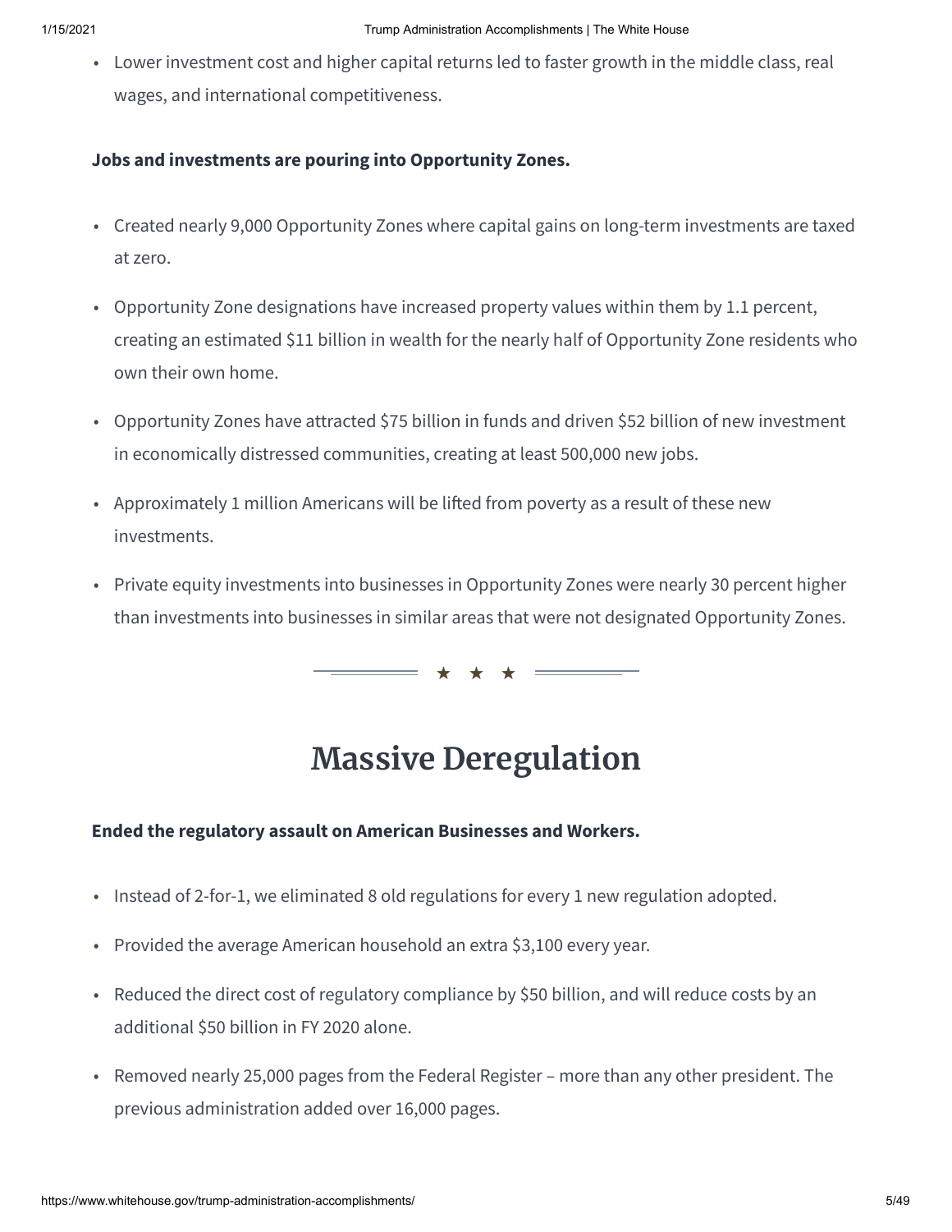- Lower investment cost and higher capital returns led to faster growth in the middle class, real wages, and international competitiveness.

**Jobs and investments are pouring into Opportunity Zones.**

- Created nearly 9,000 Opportunity Zones where capital gains on long-term investments are taxed at zero.
- Opportunity Zone designations have increased property values within them by 1.1 percent, creating an estimated $11 billion in wealth for the nearly half of Opportunity Zone residents who own their own home.
- Opportunity Zones have attracted $75 billion in funds and driven $52 billion of new investment in economically distressed communities, creating at least 500,000 new jobs.
- Approximately 1 million Americans will be lifted from poverty as a result of these new investments.
- Private equity investments into businesses in Opportunity Zones were nearly 30 percent higher than investments into businesses in similar areas that were not designated Opportunity Zones.

★ ★ ★

# Massive Deregulation

**Ended the regulatory assault on American Businesses and Workers.**

- Instead of 2-for-1, we eliminated 8 old regulations for every 1 new regulation adopted.
- Provided the average American household an extra $3,100 every year.
- Reduced the direct cost of regulatory compliance by $50 billion, and will reduce costs by an additional $50 billion in FY 2020 alone.
- Removed nearly 25,000 pages from the Federal Register – more than any other president. The previous administration added over 16,000 pages.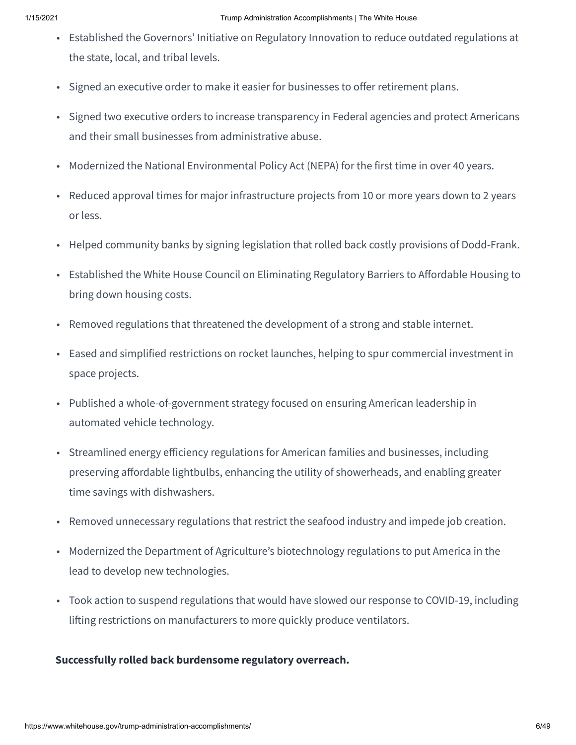- Established the Governors' Initiative on Regulatory Innovation to reduce outdated regulations at the state, local, and tribal levels.
- Signed an executive order to make it easier for businesses to offer retirement plans.
- Signed two executive orders to increase transparency in Federal agencies and protect Americans and their small businesses from administrative abuse.
- Modernized the National Environmental Policy Act (NEPA) for the first time in over 40 years.
- Reduced approval times for major infrastructure projects from 10 or more years down to 2 years or less.
- Helped community banks by signing legislation that rolled back costly provisions of Dodd-Frank.
- Established the White House Council on Eliminating Regulatory Barriers to Affordable Housing to bring down housing costs.
- Removed regulations that threatened the development of a strong and stable internet.
- Eased and simplified restrictions on rocket launches, helping to spur commercial investment in space projects.
- Published a whole-of-government strategy focused on ensuring American leadership in automated vehicle technology.
- Streamlined energy efficiency regulations for American families and businesses, including preserving affordable lightbulbs, enhancing the utility of showerheads, and enabling greater time savings with dishwashers.
- Removed unnecessary regulations that restrict the seafood industry and impede job creation.
- Modernized the Department of Agriculture's biotechnology regulations to put America in the lead to develop new technologies.
- Took action to suspend regulations that would have slowed our response to COVID-19, including lifting restrictions on manufacturers to more quickly produce ventilators.

**Successfully rolled back burdensome regulatory overreach.**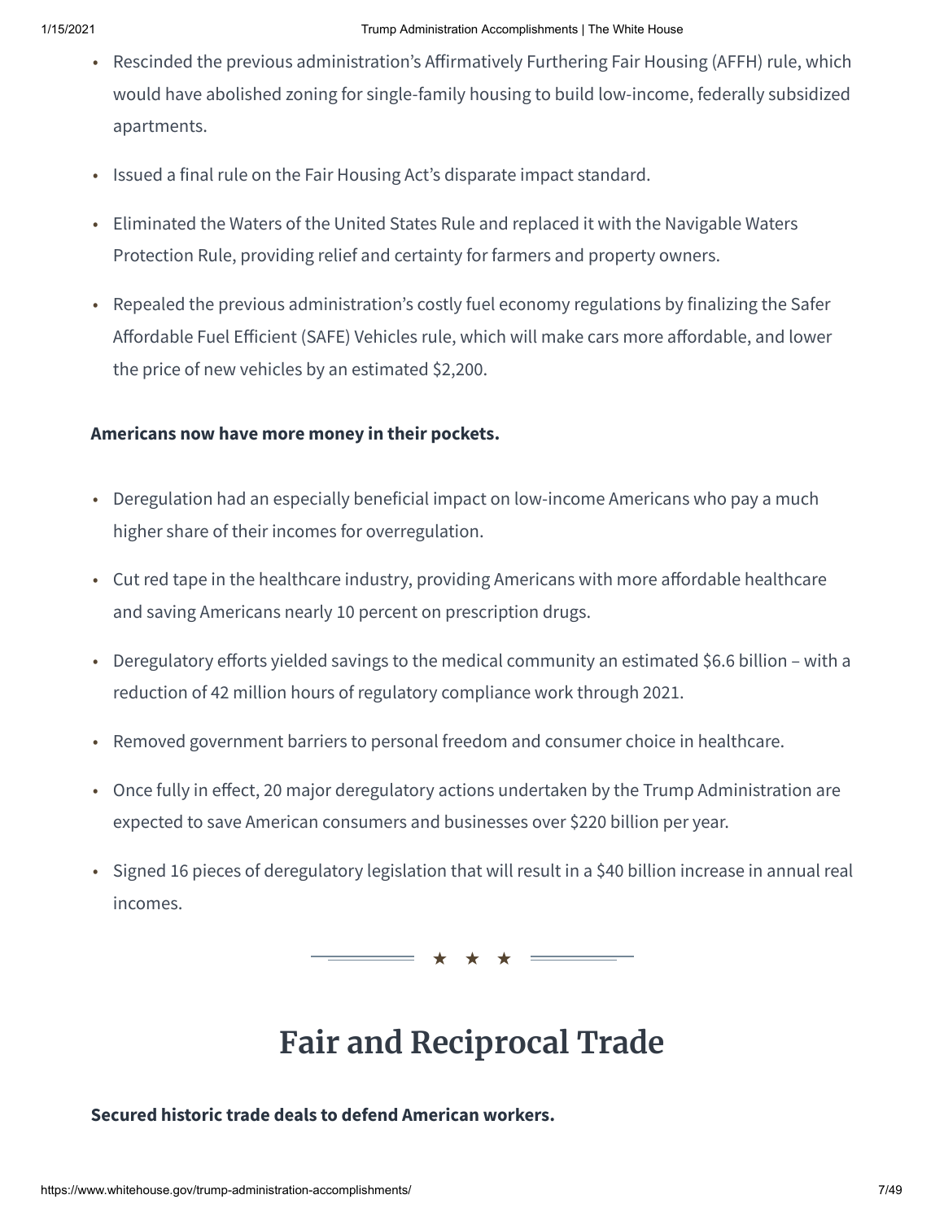- Rescinded the previous administration's Affirmatively Furthering Fair Housing (AFFH) rule, which would have abolished zoning for single-family housing to build low-income, federally subsidized apartments.
- Issued a final rule on the Fair Housing Act's disparate impact standard.
- Eliminated the Waters of the United States Rule and replaced it with the Navigable Waters Protection Rule, providing relief and certainty for farmers and property owners.
- Repealed the previous administration's costly fuel economy regulations by finalizing the Safer Affordable Fuel Efficient (SAFE) Vehicles rule, which will make cars more affordable, and lower the price of new vehicles by an estimated $2,200.

**Americans now have more money in their pockets.**

- Deregulation had an especially beneficial impact on low-income Americans who pay a much higher share of their incomes for overregulation.
- Cut red tape in the healthcare industry, providing Americans with more affordable healthcare and saving Americans nearly 10 percent on prescription drugs.
- Deregulatory efforts yielded savings to the medical community an estimated $6.6 billion – with a reduction of 42 million hours of regulatory compliance work through 2021.
- Removed government barriers to personal freedom and consumer choice in healthcare.
- Once fully in effect, 20 major deregulatory actions undertaken by the Trump Administration are expected to save American consumers and businesses over $220 billion per year.
- Signed 16 pieces of deregulatory legislation that will result in a $40 billion increase in annual real incomes.

★ ★ ★

# Fair and Reciprocal Trade

**Secured historic trade deals to defend American workers.**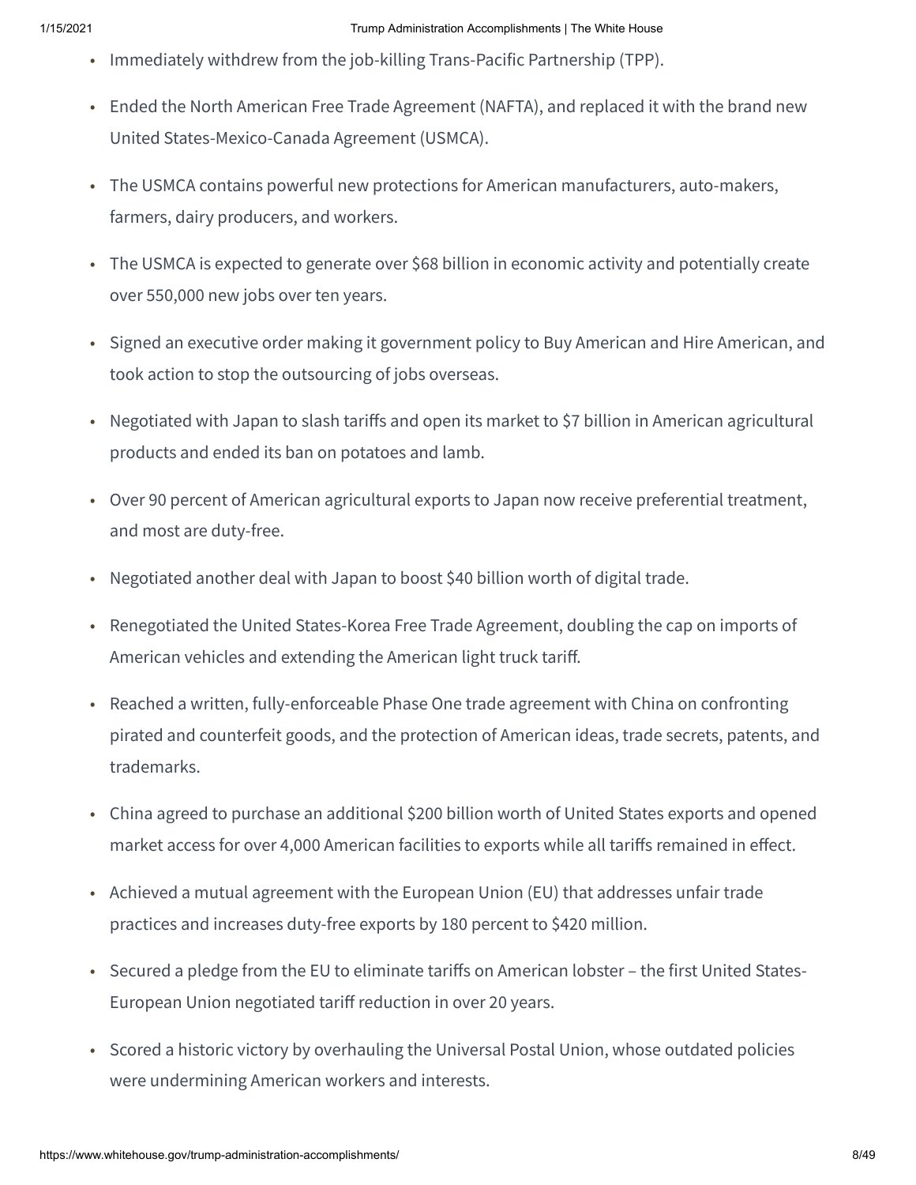- Immediately withdrew from the job-killing Trans-Pacific Partnership (TPP).
- Ended the North American Free Trade Agreement (NAFTA), and replaced it with the brand new United States-Mexico-Canada Agreement (USMCA).
- The USMCA contains powerful new protections for American manufacturers, auto-makers, farmers, dairy producers, and workers.
- The USMCA is expected to generate over $68 billion in economic activity and potentially create over 550,000 new jobs over ten years.
- Signed an executive order making it government policy to Buy American and Hire American, and took action to stop the outsourcing of jobs overseas.
- Negotiated with Japan to slash tariffs and open its market to $7 billion in American agricultural products and ended its ban on potatoes and lamb.
- Over 90 percent of American agricultural exports to Japan now receive preferential treatment, and most are duty-free.
- Negotiated another deal with Japan to boost $40 billion worth of digital trade.
- Renegotiated the United States-Korea Free Trade Agreement, doubling the cap on imports of American vehicles and extending the American light truck tariff.
- Reached a written, fully-enforceable Phase One trade agreement with China on confronting pirated and counterfeit goods, and the protection of American ideas, trade secrets, patents, and trademarks.
- China agreed to purchase an additional $200 billion worth of United States exports and opened market access for over 4,000 American facilities to exports while all tariffs remained in effect.
- Achieved a mutual agreement with the European Union (EU) that addresses unfair trade practices and increases duty-free exports by 180 percent to $420 million.
- Secured a pledge from the EU to eliminate tariffs on American lobster – the first United States-European Union negotiated tariff reduction in over 20 years.
- Scored a historic victory by overhauling the Universal Postal Union, whose outdated policies were undermining American workers and interests.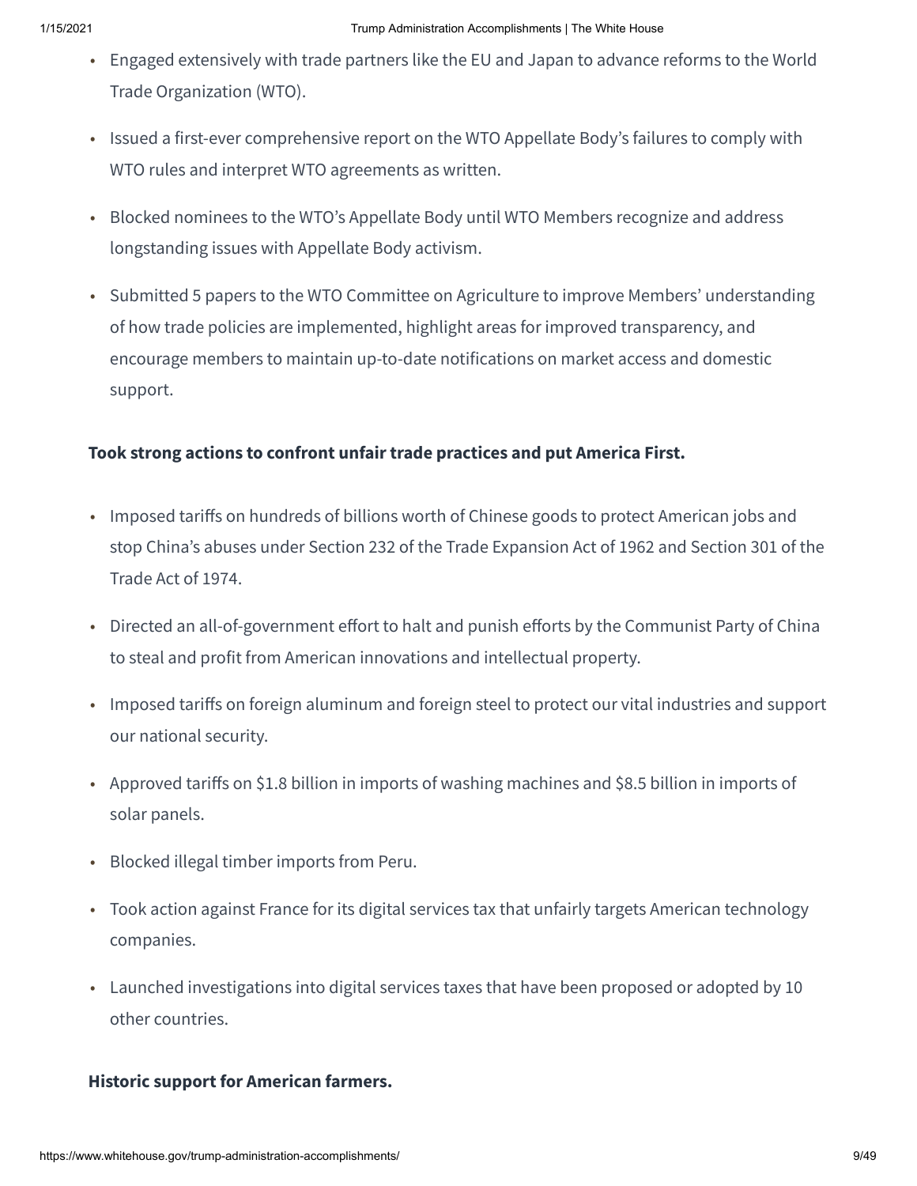- Engaged extensively with trade partners like the EU and Japan to advance reforms to the World Trade Organization (WTO).
- Issued a first-ever comprehensive report on the WTO Appellate Body's failures to comply with WTO rules and interpret WTO agreements as written.
- Blocked nominees to the WTO's Appellate Body until WTO Members recognize and address longstanding issues with Appellate Body activism.
- Submitted 5 papers to the WTO Committee on Agriculture to improve Members' understanding of how trade policies are implemented, highlight areas for improved transparency, and encourage members to maintain up-to-date notifications on market access and domestic support.

**Took strong actions to confront unfair trade practices and put America First.**

- Imposed tariffs on hundreds of billions worth of Chinese goods to protect American jobs and stop China's abuses under Section 232 of the Trade Expansion Act of 1962 and Section 301 of the Trade Act of 1974.
- Directed an all-of-government effort to halt and punish efforts by the Communist Party of China to steal and profit from American innovations and intellectual property.
- Imposed tariffs on foreign aluminum and foreign steel to protect our vital industries and support our national security.
- Approved tariffs on $1.8 billion in imports of washing machines and $8.5 billion in imports of solar panels.
- Blocked illegal timber imports from Peru.
- Took action against France for its digital services tax that unfairly targets American technology companies.
- Launched investigations into digital services taxes that have been proposed or adopted by 10 other countries.

**Historic support for American farmers.**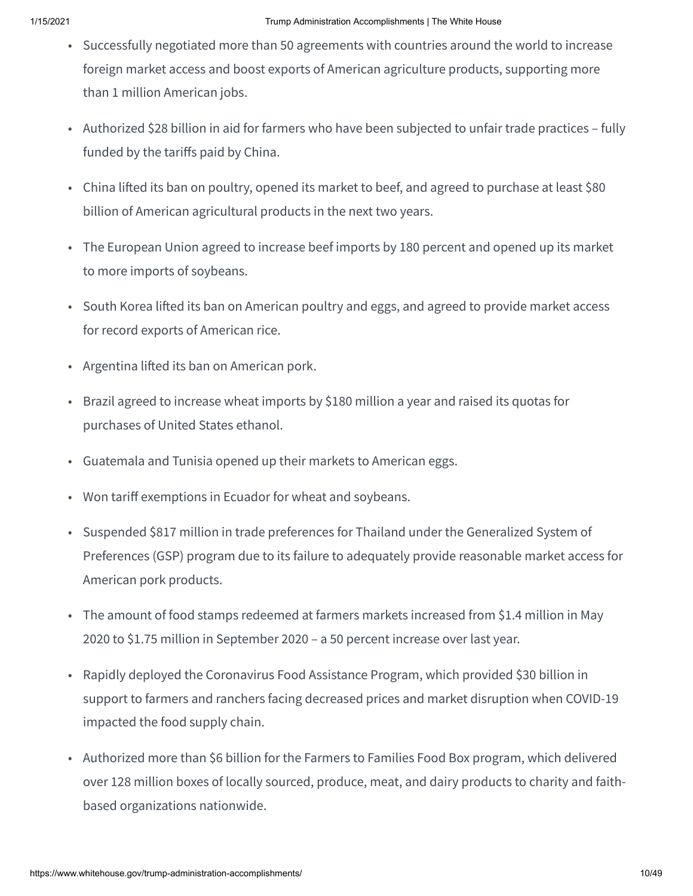- Successfully negotiated more than 50 agreements with countries around the world to increase foreign market access and boost exports of American agriculture products, supporting more than 1 million American jobs.
- Authorized $28 billion in aid for farmers who have been subjected to unfair trade practices – fully funded by the tariffs paid by China.
- China lifted its ban on poultry, opened its market to beef, and agreed to purchase at least $80 billion of American agricultural products in the next two years.
- The European Union agreed to increase beef imports by 180 percent and opened up its market to more imports of soybeans.
- South Korea lifted its ban on American poultry and eggs, and agreed to provide market access for record exports of American rice.
- Argentina lifted its ban on American pork.
- Brazil agreed to increase wheat imports by $180 million a year and raised its quotas for purchases of United States ethanol.
- Guatemala and Tunisia opened up their markets to American eggs.
- Won tariff exemptions in Ecuador for wheat and soybeans.
- Suspended $817 million in trade preferences for Thailand under the Generalized System of Preferences (GSP) program due to its failure to adequately provide reasonable market access for American pork products.
- The amount of food stamps redeemed at farmers markets increased from $1.4 million in May 2020 to $1.75 million in September 2020 – a 50 percent increase over last year.
- Rapidly deployed the Coronavirus Food Assistance Program, which provided $30 billion in support to farmers and ranchers facing decreased prices and market disruption when COVID-19 impacted the food supply chain.
- Authorized more than $6 billion for the Farmers to Families Food Box program, which delivered over 128 million boxes of locally sourced, produce, meat, and dairy products to charity and faith-based organizations nationwide.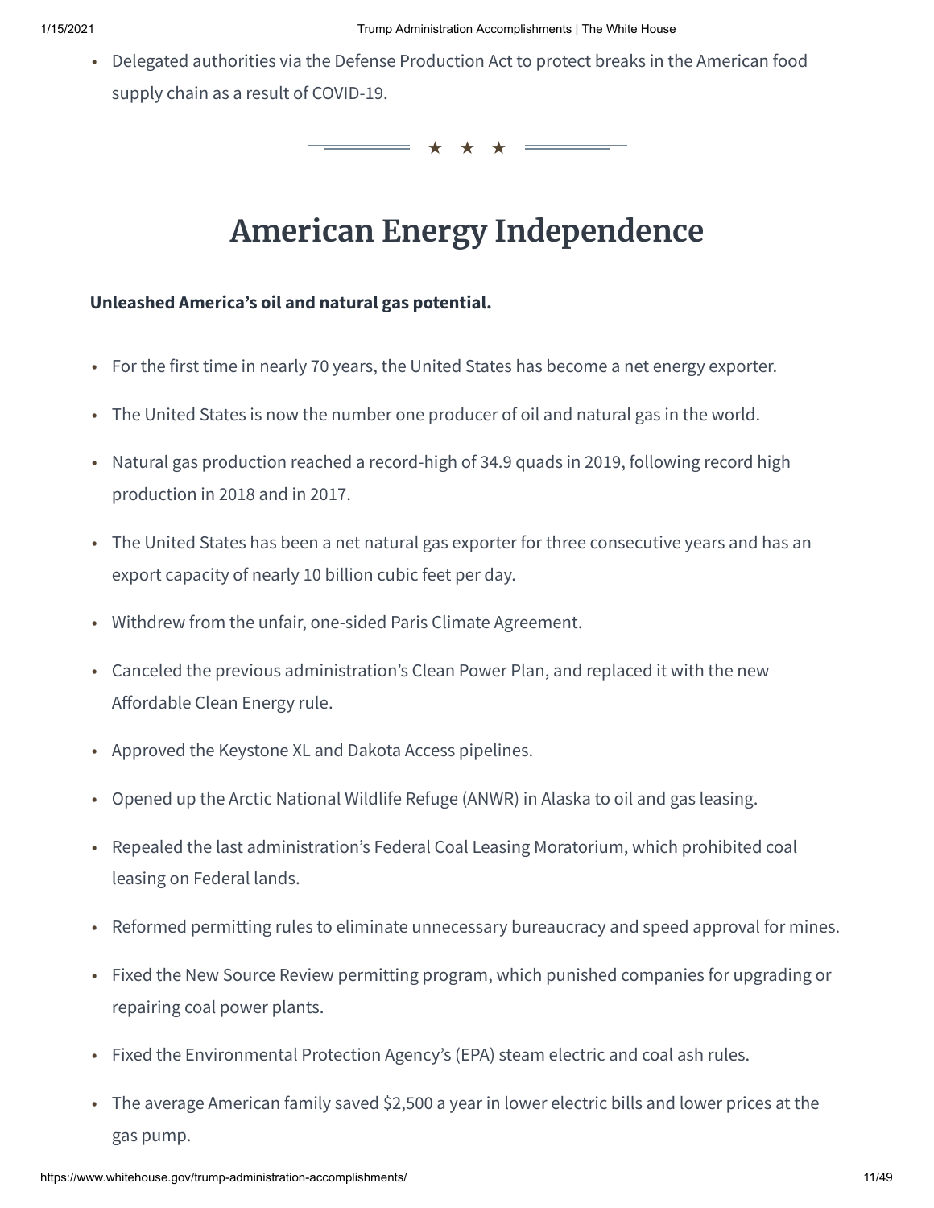- Delegated authorities via the Defense Production Act to protect breaks in the American food supply chain as a result of COVID-19.

★ ★ ★

## American Energy Independence

**Unleashed America's oil and natural gas potential.**

- For the first time in nearly 70 years, the United States has become a net energy exporter.
- The United States is now the number one producer of oil and natural gas in the world.
- Natural gas production reached a record-high of 34.9 quads in 2019, following record high production in 2018 and in 2017.
- The United States has been a net natural gas exporter for three consecutive years and has an export capacity of nearly 10 billion cubic feet per day.
- Withdrew from the unfair, one-sided Paris Climate Agreement.
- Canceled the previous administration's Clean Power Plan, and replaced it with the new Affordable Clean Energy rule.
- Approved the Keystone XL and Dakota Access pipelines.
- Opened up the Arctic National Wildlife Refuge (ANWR) in Alaska to oil and gas leasing.
- Repealed the last administration's Federal Coal Leasing Moratorium, which prohibited coal leasing on Federal lands.
- Reformed permitting rules to eliminate unnecessary bureaucracy and speed approval for mines.
- Fixed the New Source Review permitting program, which punished companies for upgrading or repairing coal power plants.
- Fixed the Environmental Protection Agency's (EPA) steam electric and coal ash rules.
- The average American family saved $2,500 a year in lower electric bills and lower prices at the gas pump.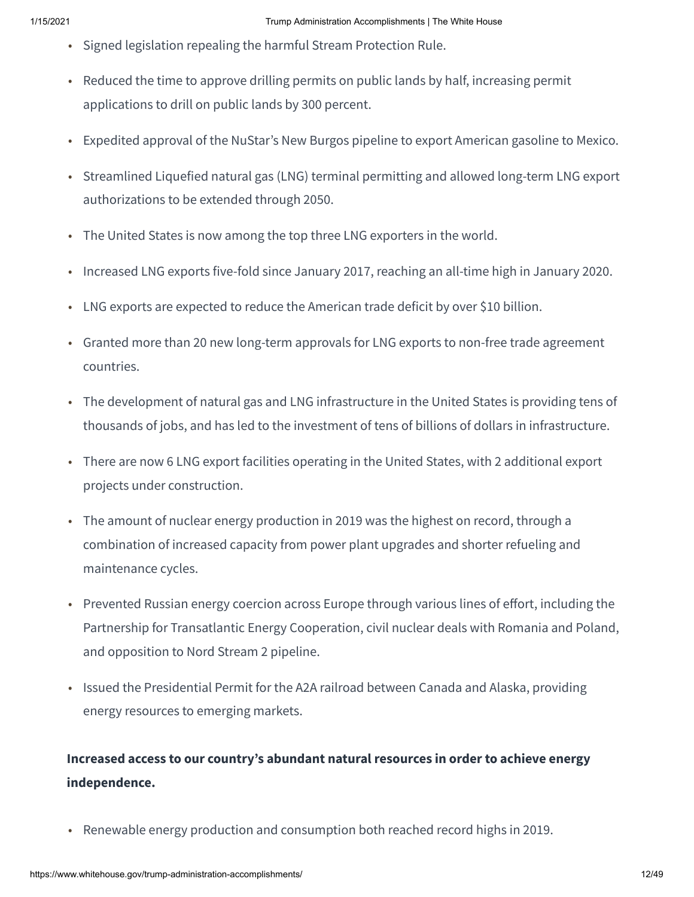- Signed legislation repealing the harmful Stream Protection Rule.
- Reduced the time to approve drilling permits on public lands by half, increasing permit applications to drill on public lands by 300 percent.
- Expedited approval of the NuStar's New Burgos pipeline to export American gasoline to Mexico.
- Streamlined Liquefied natural gas (LNG) terminal permitting and allowed long-term LNG export authorizations to be extended through 2050.
- The United States is now among the top three LNG exporters in the world.
- Increased LNG exports five-fold since January 2017, reaching an all-time high in January 2020.
- LNG exports are expected to reduce the American trade deficit by over $10 billion.
- Granted more than 20 new long-term approvals for LNG exports to non-free trade agreement countries.
- The development of natural gas and LNG infrastructure in the United States is providing tens of thousands of jobs, and has led to the investment of tens of billions of dollars in infrastructure.
- There are now 6 LNG export facilities operating in the United States, with 2 additional export projects under construction.
- The amount of nuclear energy production in 2019 was the highest on record, through a combination of increased capacity from power plant upgrades and shorter refueling and maintenance cycles.
- Prevented Russian energy coercion across Europe through various lines of effort, including the Partnership for Transatlantic Energy Cooperation, civil nuclear deals with Romania and Poland, and opposition to Nord Stream 2 pipeline.
- Issued the Presidential Permit for the A2A railroad between Canada and Alaska, providing energy resources to emerging markets.

**Increased access to our country's abundant natural resources in order to achieve energy independence.**

- Renewable energy production and consumption both reached record highs in 2019.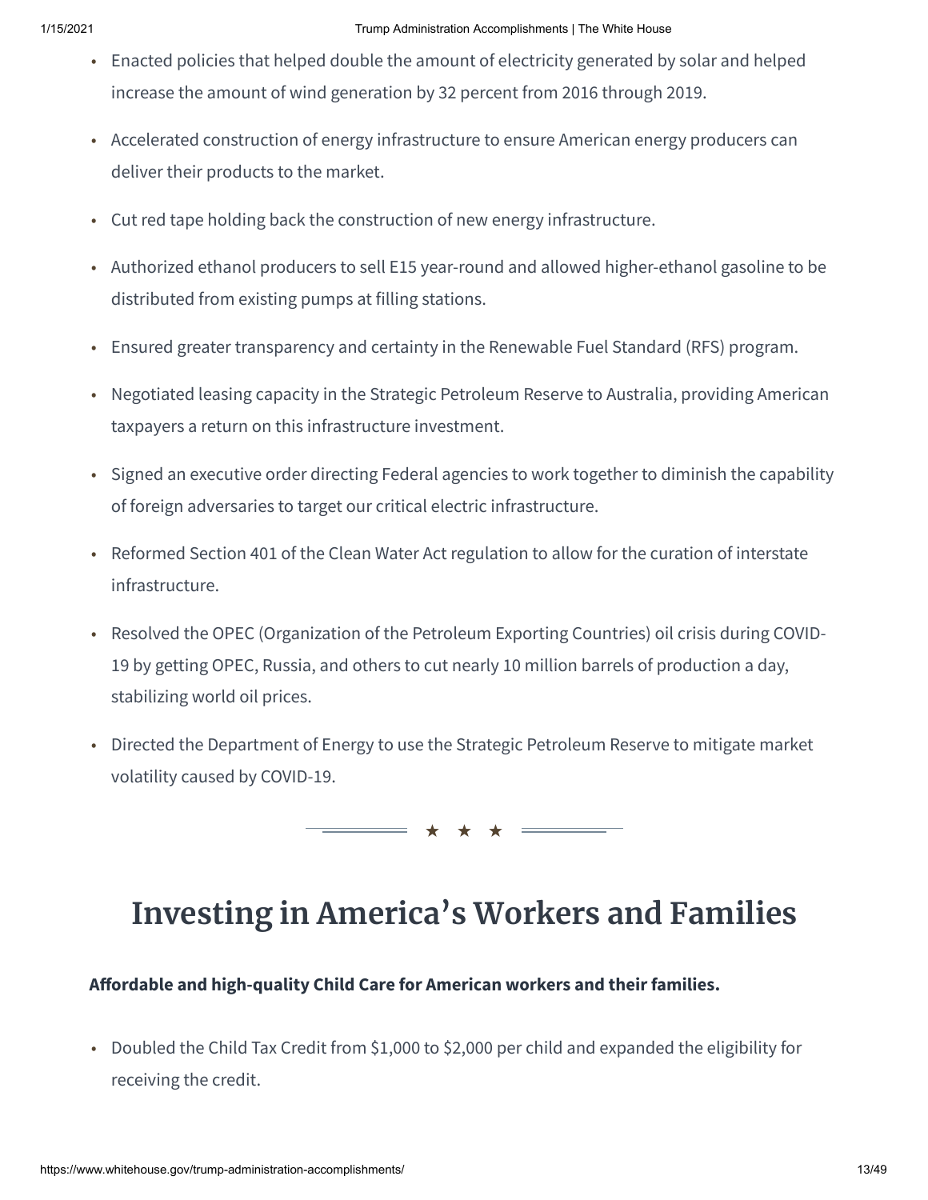- Enacted policies that helped double the amount of electricity generated by solar and helped increase the amount of wind generation by 32 percent from 2016 through 2019.
- Accelerated construction of energy infrastructure to ensure American energy producers can deliver their products to the market.
- Cut red tape holding back the construction of new energy infrastructure.
- Authorized ethanol producers to sell E15 year-round and allowed higher-ethanol gasoline to be distributed from existing pumps at filling stations.
- Ensured greater transparency and certainty in the Renewable Fuel Standard (RFS) program.
- Negotiated leasing capacity in the Strategic Petroleum Reserve to Australia, providing American taxpayers a return on this infrastructure investment.
- Signed an executive order directing Federal agencies to work together to diminish the capability of foreign adversaries to target our critical electric infrastructure.
- Reformed Section 401 of the Clean Water Act regulation to allow for the curation of interstate infrastructure.
- Resolved the OPEC (Organization of the Petroleum Exporting Countries) oil crisis during COVID-19 by getting OPEC, Russia, and others to cut nearly 10 million barrels of production a day, stabilizing world oil prices.
- Directed the Department of Energy to use the Strategic Petroleum Reserve to mitigate market volatility caused by COVID-19.

★ ★ ★

# Investing in America's Workers and Families

**Affordable and high-quality Child Care for American workers and their families.**

- Doubled the Child Tax Credit from $1,000 to $2,000 per child and expanded the eligibility for receiving the credit.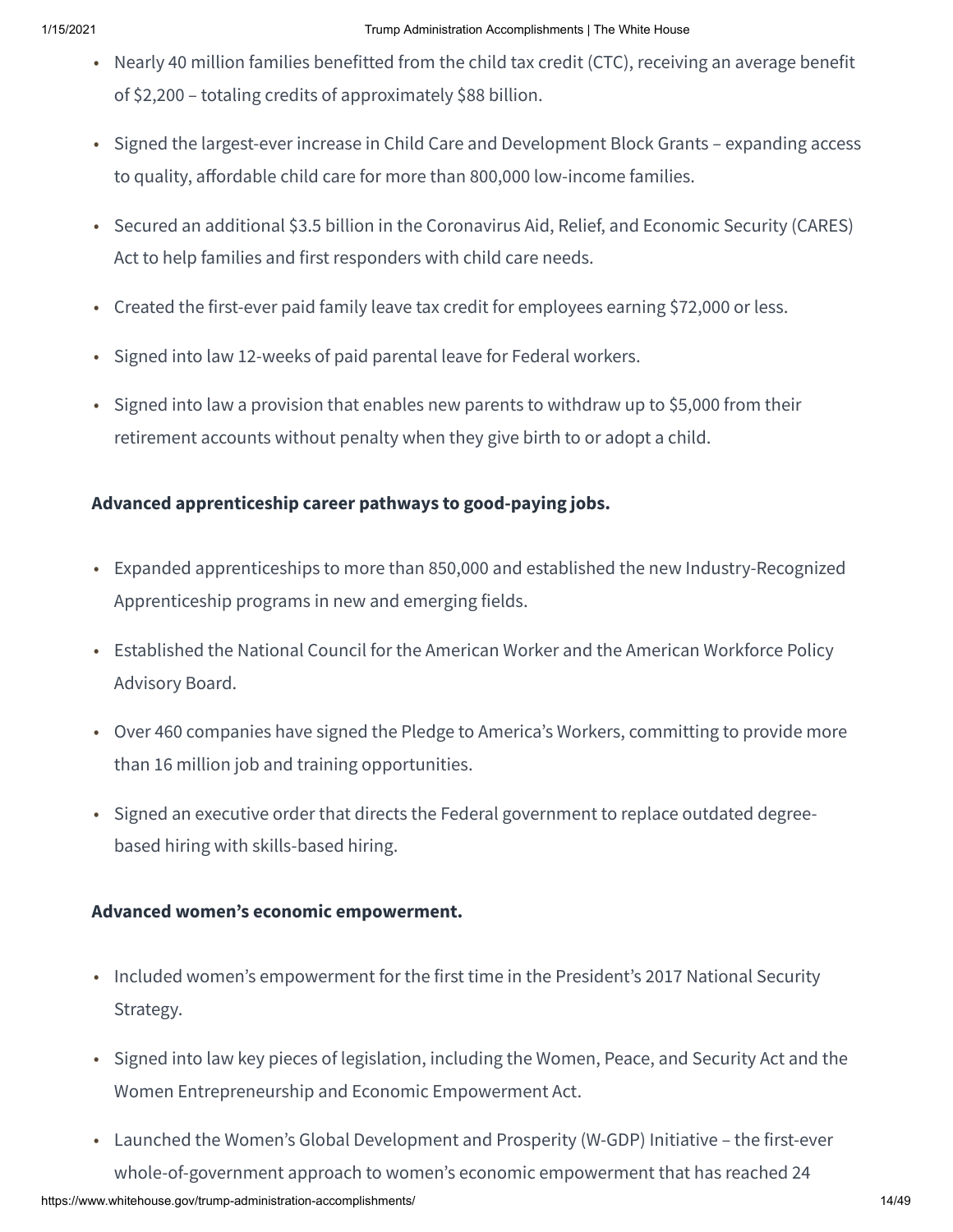- Nearly 40 million families benefitted from the child tax credit (CTC), receiving an average benefit of $2,200 – totaling credits of approximately $88 billion.
- Signed the largest-ever increase in Child Care and Development Block Grants – expanding access to quality, affordable child care for more than 800,000 low-income families.
- Secured an additional $3.5 billion in the Coronavirus Aid, Relief, and Economic Security (CARES) Act to help families and first responders with child care needs.
- Created the first-ever paid family leave tax credit for employees earning $72,000 or less.
- Signed into law 12-weeks of paid parental leave for Federal workers.
- Signed into law a provision that enables new parents to withdraw up to $5,000 from their retirement accounts without penalty when they give birth to or adopt a child.

**Advanced apprenticeship career pathways to good-paying jobs.**

- Expanded apprenticeships to more than 850,000 and established the new Industry-Recognized Apprenticeship programs in new and emerging fields.
- Established the National Council for the American Worker and the American Workforce Policy Advisory Board.
- Over 460 companies have signed the Pledge to America's Workers, committing to provide more than 16 million job and training opportunities.
- Signed an executive order that directs the Federal government to replace outdated degree-based hiring with skills-based hiring.

**Advanced women's economic empowerment.**

- Included women's empowerment for the first time in the President's 2017 National Security Strategy.
- Signed into law key pieces of legislation, including the Women, Peace, and Security Act and the Women Entrepreneurship and Economic Empowerment Act.
- Launched the Women's Global Development and Prosperity (W-GDP) Initiative – the first-ever whole-of-government approach to women's economic empowerment that has reached 24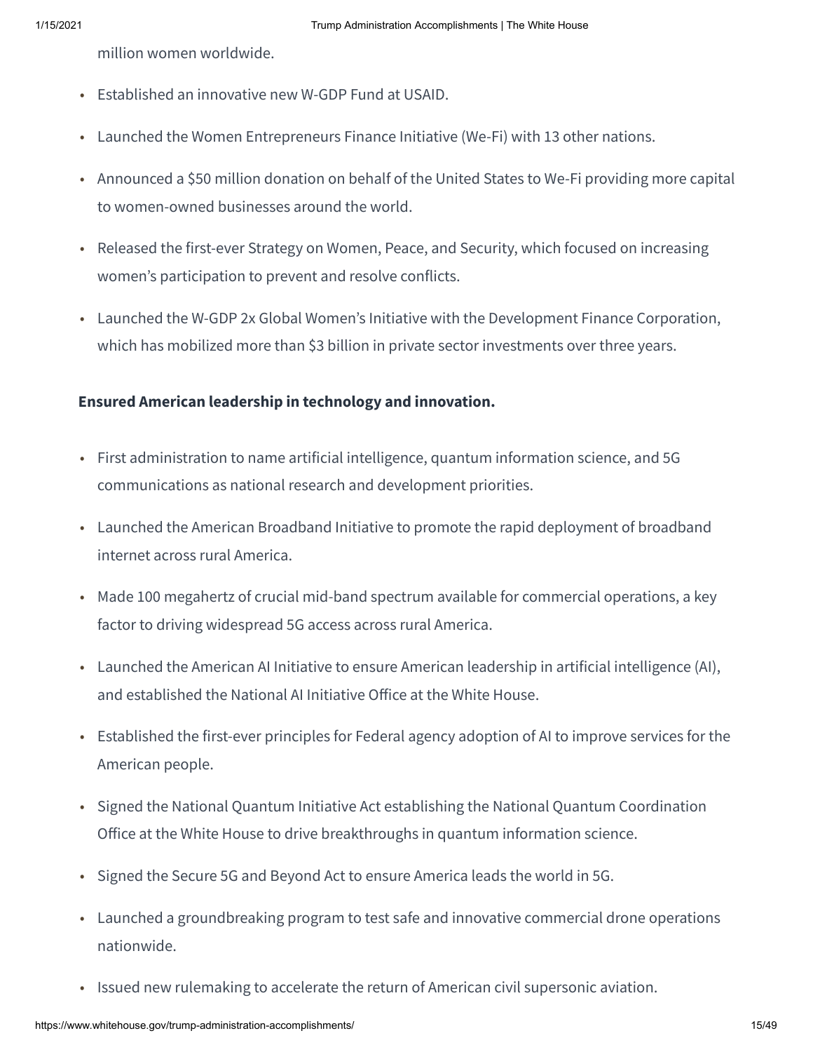million women worldwide.

- Established an innovative new W-GDP Fund at USAID.
- Launched the Women Entrepreneurs Finance Initiative (We-Fi) with 13 other nations.
- Announced a $50 million donation on behalf of the United States to We-Fi providing more capital to women-owned businesses around the world.
- Released the first-ever Strategy on Women, Peace, and Security, which focused on increasing women's participation to prevent and resolve conflicts.
- Launched the W-GDP 2x Global Women's Initiative with the Development Finance Corporation, which has mobilized more than $3 billion in private sector investments over three years.

**Ensured American leadership in technology and innovation.**

- First administration to name artificial intelligence, quantum information science, and 5G communications as national research and development priorities.
- Launched the American Broadband Initiative to promote the rapid deployment of broadband internet across rural America.
- Made 100 megahertz of crucial mid-band spectrum available for commercial operations, a key factor to driving widespread 5G access across rural America.
- Launched the American AI Initiative to ensure American leadership in artificial intelligence (AI), and established the National AI Initiative Office at the White House.
- Established the first-ever principles for Federal agency adoption of AI to improve services for the American people.
- Signed the National Quantum Initiative Act establishing the National Quantum Coordination Office at the White House to drive breakthroughs in quantum information science.
- Signed the Secure 5G and Beyond Act to ensure America leads the world in 5G.
- Launched a groundbreaking program to test safe and innovative commercial drone operations nationwide.
- Issued new rulemaking to accelerate the return of American civil supersonic aviation.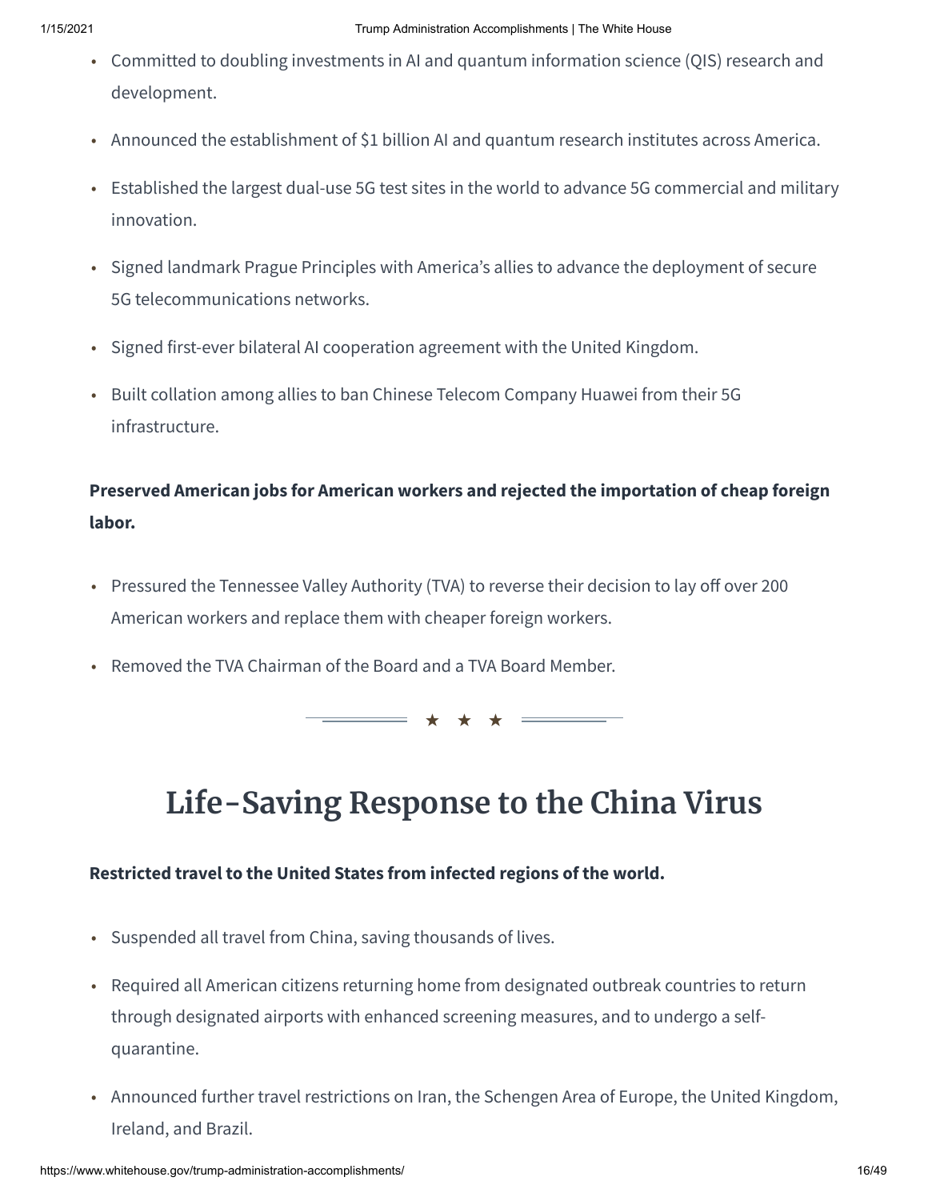- Committed to doubling investments in AI and quantum information science (QIS) research and development.
- Announced the establishment of $1 billion AI and quantum research institutes across America.
- Established the largest dual-use 5G test sites in the world to advance 5G commercial and military innovation.
- Signed landmark Prague Principles with America's allies to advance the deployment of secure 5G telecommunications networks.
- Signed first-ever bilateral AI cooperation agreement with the United Kingdom.
- Built collation among allies to ban Chinese Telecom Company Huawei from their 5G infrastructure.

**Preserved American jobs for American workers and rejected the importation of cheap foreign labor.**

- Pressured the Tennessee Valley Authority (TVA) to reverse their decision to lay off over 200 American workers and replace them with cheaper foreign workers.
- Removed the TVA Chairman of the Board and a TVA Board Member.

★ ★ ★

# Life-Saving Response to the China Virus

**Restricted travel to the United States from infected regions of the world.**

- Suspended all travel from China, saving thousands of lives.
- Required all American citizens returning home from designated outbreak countries to return through designated airports with enhanced screening measures, and to undergo a self-quarantine.
- Announced further travel restrictions on Iran, the Schengen Area of Europe, the United Kingdom, Ireland, and Brazil.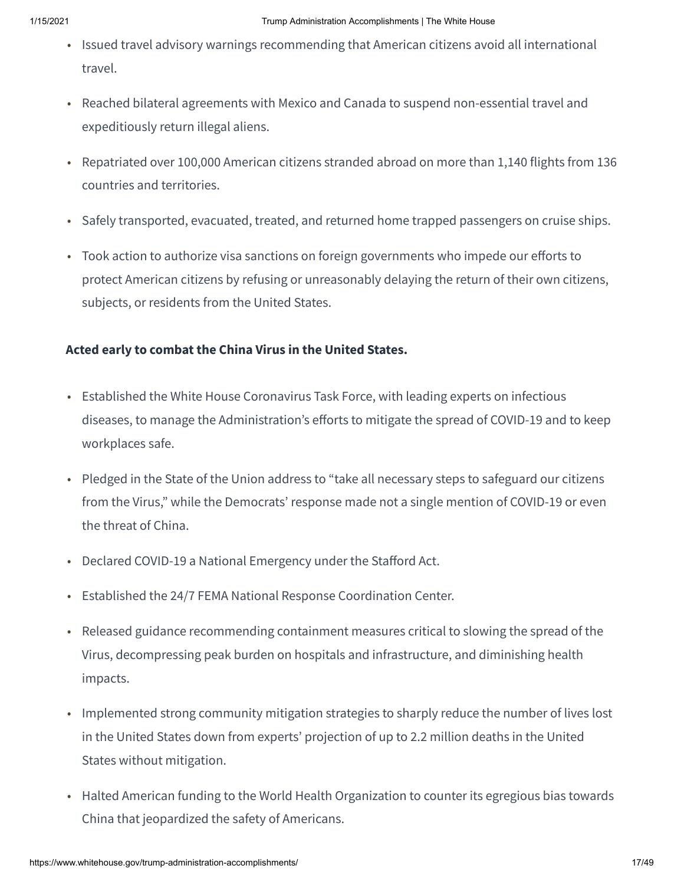- Issued travel advisory warnings recommending that American citizens avoid all international travel.
- Reached bilateral agreements with Mexico and Canada to suspend non-essential travel and expeditiously return illegal aliens.
- Repatriated over 100,000 American citizens stranded abroad on more than 1,140 flights from 136 countries and territories.
- Safely transported, evacuated, treated, and returned home trapped passengers on cruise ships.
- Took action to authorize visa sanctions on foreign governments who impede our efforts to protect American citizens by refusing or unreasonably delaying the return of their own citizens, subjects, or residents from the United States.

**Acted early to combat the China Virus in the United States.**

- Established the White House Coronavirus Task Force, with leading experts on infectious diseases, to manage the Administration's efforts to mitigate the spread of COVID-19 and to keep workplaces safe.
- Pledged in the State of the Union address to "take all necessary steps to safeguard our citizens from the Virus," while the Democrats' response made not a single mention of COVID-19 or even the threat of China.
- Declared COVID-19 a National Emergency under the Stafford Act.
- Established the 24/7 FEMA National Response Coordination Center.
- Released guidance recommending containment measures critical to slowing the spread of the Virus, decompressing peak burden on hospitals and infrastructure, and diminishing health impacts.
- Implemented strong community mitigation strategies to sharply reduce the number of lives lost in the United States down from experts' projection of up to 2.2 million deaths in the United States without mitigation.
- Halted American funding to the World Health Organization to counter its egregious bias towards China that jeopardized the safety of Americans.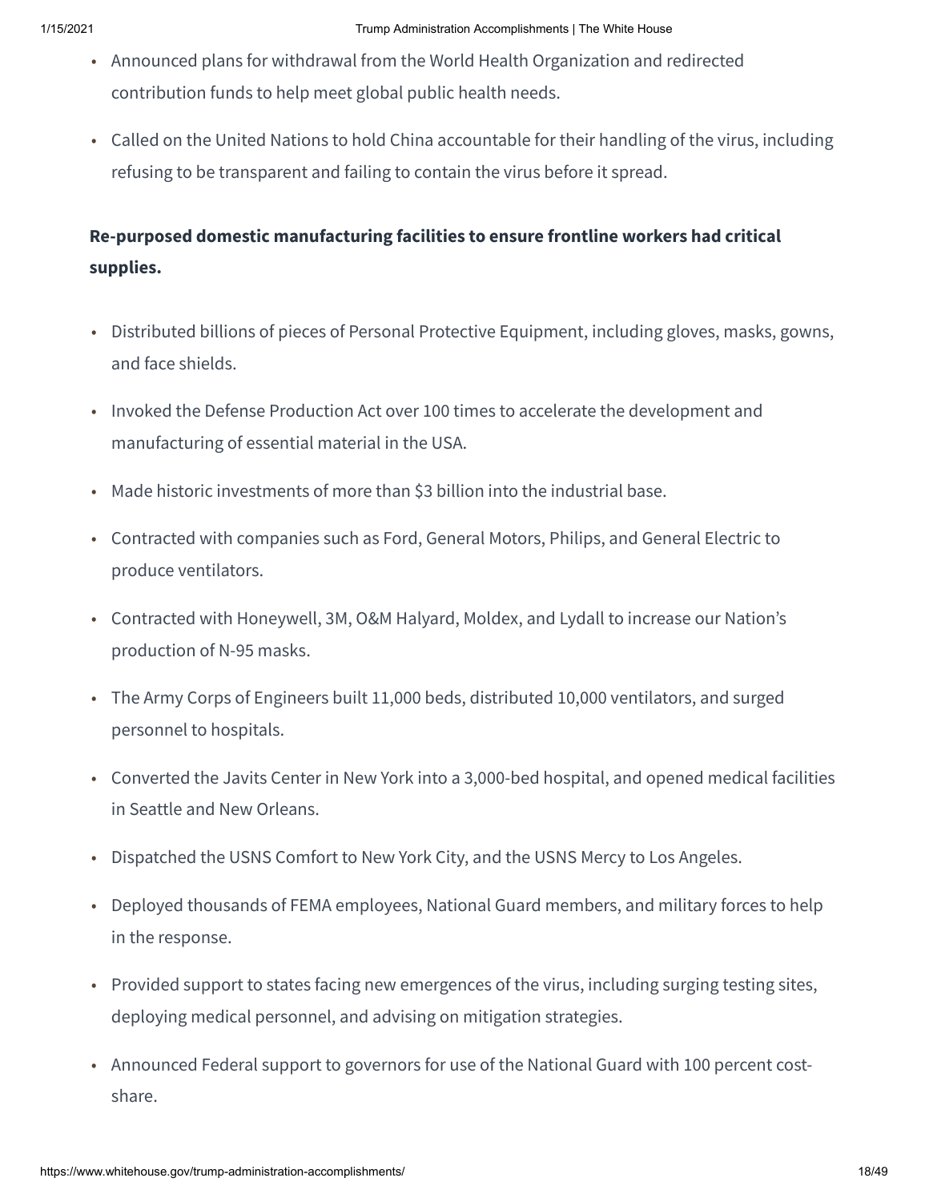- Announced plans for withdrawal from the World Health Organization and redirected contribution funds to help meet global public health needs.
- Called on the United Nations to hold China accountable for their handling of the virus, including refusing to be transparent and failing to contain the virus before it spread.

**Re-purposed domestic manufacturing facilities to ensure frontline workers had critical supplies.**

- Distributed billions of pieces of Personal Protective Equipment, including gloves, masks, gowns, and face shields.
- Invoked the Defense Production Act over 100 times to accelerate the development and manufacturing of essential material in the USA.
- Made historic investments of more than $3 billion into the industrial base.
- Contracted with companies such as Ford, General Motors, Philips, and General Electric to produce ventilators.
- Contracted with Honeywell, 3M, O&M Halyard, Moldex, and Lydall to increase our Nation's production of N-95 masks.
- The Army Corps of Engineers built 11,000 beds, distributed 10,000 ventilators, and surged personnel to hospitals.
- Converted the Javits Center in New York into a 3,000-bed hospital, and opened medical facilities in Seattle and New Orleans.
- Dispatched the USNS Comfort to New York City, and the USNS Mercy to Los Angeles.
- Deployed thousands of FEMA employees, National Guard members, and military forces to help in the response.
- Provided support to states facing new emergences of the virus, including surging testing sites, deploying medical personnel, and advising on mitigation strategies.
- Announced Federal support to governors for use of the National Guard with 100 percent cost-share.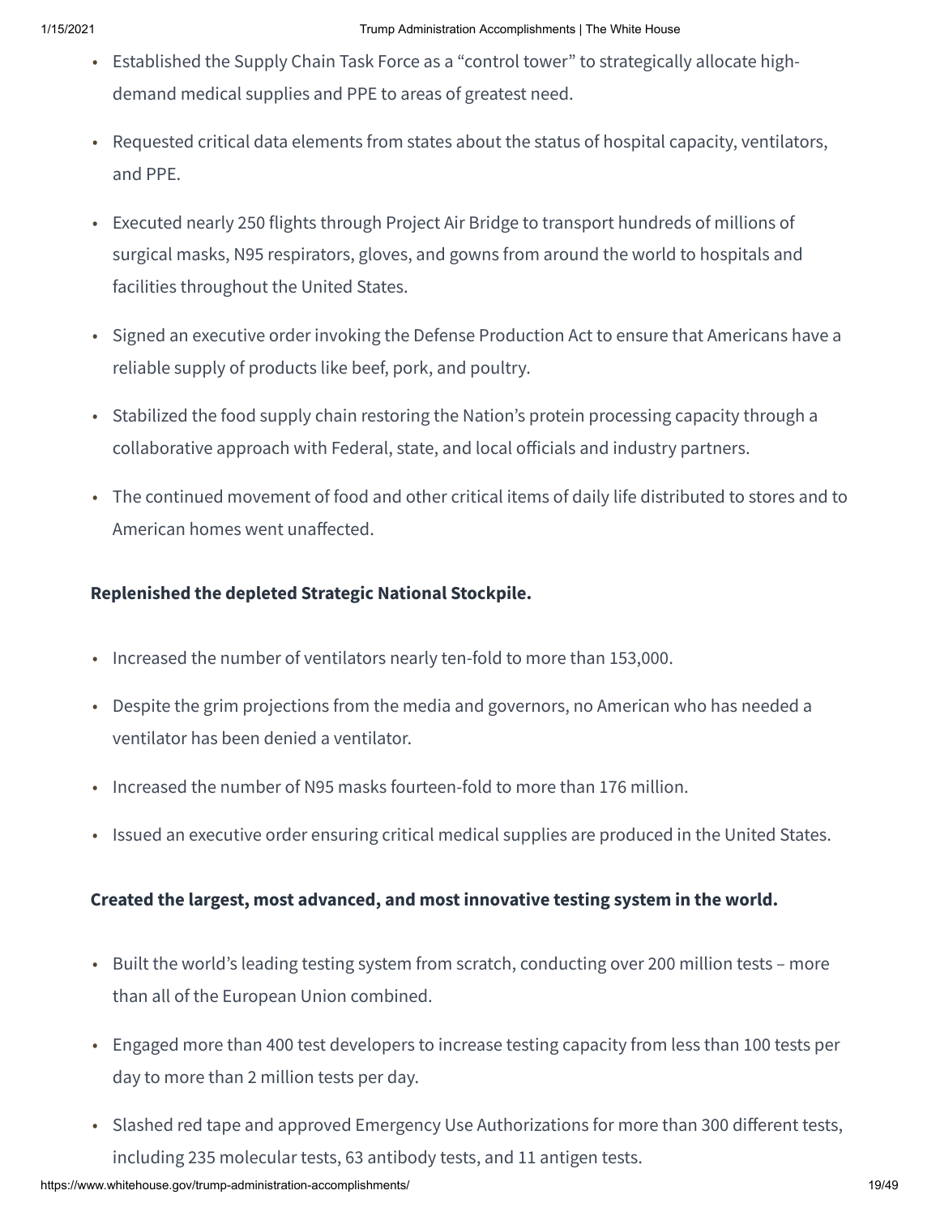- Established the Supply Chain Task Force as a "control tower" to strategically allocate high-demand medical supplies and PPE to areas of greatest need.
- Requested critical data elements from states about the status of hospital capacity, ventilators, and PPE.
- Executed nearly 250 flights through Project Air Bridge to transport hundreds of millions of surgical masks, N95 respirators, gloves, and gowns from around the world to hospitals and facilities throughout the United States.
- Signed an executive order invoking the Defense Production Act to ensure that Americans have a reliable supply of products like beef, pork, and poultry.
- Stabilized the food supply chain restoring the Nation's protein processing capacity through a collaborative approach with Federal, state, and local officials and industry partners.
- The continued movement of food and other critical items of daily life distributed to stores and to American homes went unaffected.

**Replenished the depleted Strategic National Stockpile.**

- Increased the number of ventilators nearly ten-fold to more than 153,000.
- Despite the grim projections from the media and governors, no American who has needed a ventilator has been denied a ventilator.
- Increased the number of N95 masks fourteen-fold to more than 176 million.
- Issued an executive order ensuring critical medical supplies are produced in the United States.

**Created the largest, most advanced, and most innovative testing system in the world.**

- Built the world's leading testing system from scratch, conducting over 200 million tests – more than all of the European Union combined.
- Engaged more than 400 test developers to increase testing capacity from less than 100 tests per day to more than 2 million tests per day.
- Slashed red tape and approved Emergency Use Authorizations for more than 300 different tests, including 235 molecular tests, 63 antibody tests, and 11 antigen tests.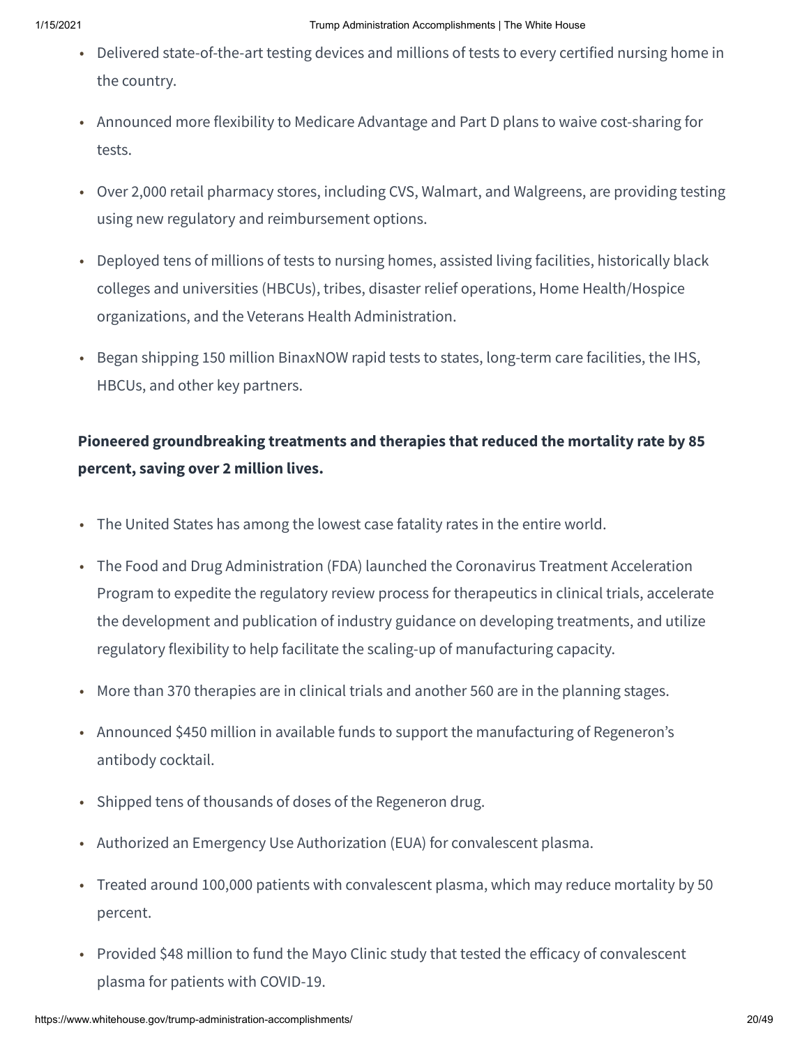- Delivered state-of-the-art testing devices and millions of tests to every certified nursing home in the country.
- Announced more flexibility to Medicare Advantage and Part D plans to waive cost-sharing for tests.
- Over 2,000 retail pharmacy stores, including CVS, Walmart, and Walgreens, are providing testing using new regulatory and reimbursement options.
- Deployed tens of millions of tests to nursing homes, assisted living facilities, historically black colleges and universities (HBCUs), tribes, disaster relief operations, Home Health/Hospice organizations, and the Veterans Health Administration.
- Began shipping 150 million BinaxNOW rapid tests to states, long-term care facilities, the IHS, HBCUs, and other key partners.

**Pioneered groundbreaking treatments and therapies that reduced the mortality rate by 85 percent, saving over 2 million lives.**

- The United States has among the lowest case fatality rates in the entire world.
- The Food and Drug Administration (FDA) launched the Coronavirus Treatment Acceleration Program to expedite the regulatory review process for therapeutics in clinical trials, accelerate the development and publication of industry guidance on developing treatments, and utilize regulatory flexibility to help facilitate the scaling-up of manufacturing capacity.
- More than 370 therapies are in clinical trials and another 560 are in the planning stages.
- Announced $450 million in available funds to support the manufacturing of Regeneron's antibody cocktail.
- Shipped tens of thousands of doses of the Regeneron drug.
- Authorized an Emergency Use Authorization (EUA) for convalescent plasma.
- Treated around 100,000 patients with convalescent plasma, which may reduce mortality by 50 percent.
- Provided $48 million to fund the Mayo Clinic study that tested the efficacy of convalescent plasma for patients with COVID-19.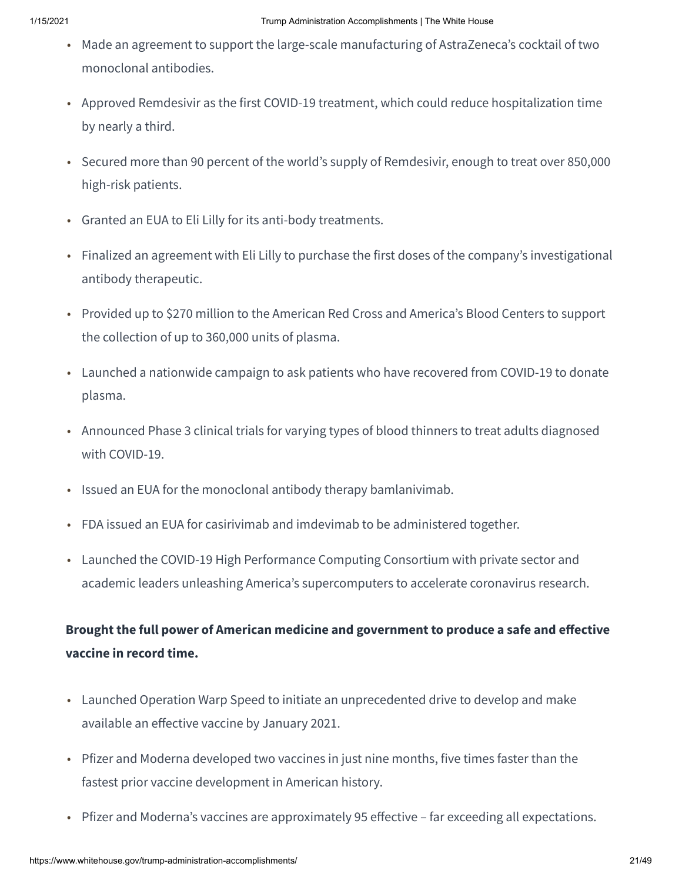- Made an agreement to support the large-scale manufacturing of AstraZeneca's cocktail of two monoclonal antibodies.
- Approved Remdesivir as the first COVID-19 treatment, which could reduce hospitalization time by nearly a third.
- Secured more than 90 percent of the world's supply of Remdesivir, enough to treat over 850,000 high-risk patients.
- Granted an EUA to Eli Lilly for its anti-body treatments.
- Finalized an agreement with Eli Lilly to purchase the first doses of the company's investigational antibody therapeutic.
- Provided up to $270 million to the American Red Cross and America's Blood Centers to support the collection of up to 360,000 units of plasma.
- Launched a nationwide campaign to ask patients who have recovered from COVID-19 to donate plasma.
- Announced Phase 3 clinical trials for varying types of blood thinners to treat adults diagnosed with COVID-19.
- Issued an EUA for the monoclonal antibody therapy bamlanivimab.
- FDA issued an EUA for casirivimab and imdevimab to be administered together.
- Launched the COVID-19 High Performance Computing Consortium with private sector and academic leaders unleashing America's supercomputers to accelerate coronavirus research.

**Brought the full power of American medicine and government to produce a safe and effective vaccine in record time.**

- Launched Operation Warp Speed to initiate an unprecedented drive to develop and make available an effective vaccine by January 2021.
- Pfizer and Moderna developed two vaccines in just nine months, five times faster than the fastest prior vaccine development in American history.
- Pfizer and Moderna's vaccines are approximately 95 effective – far exceeding all expectations.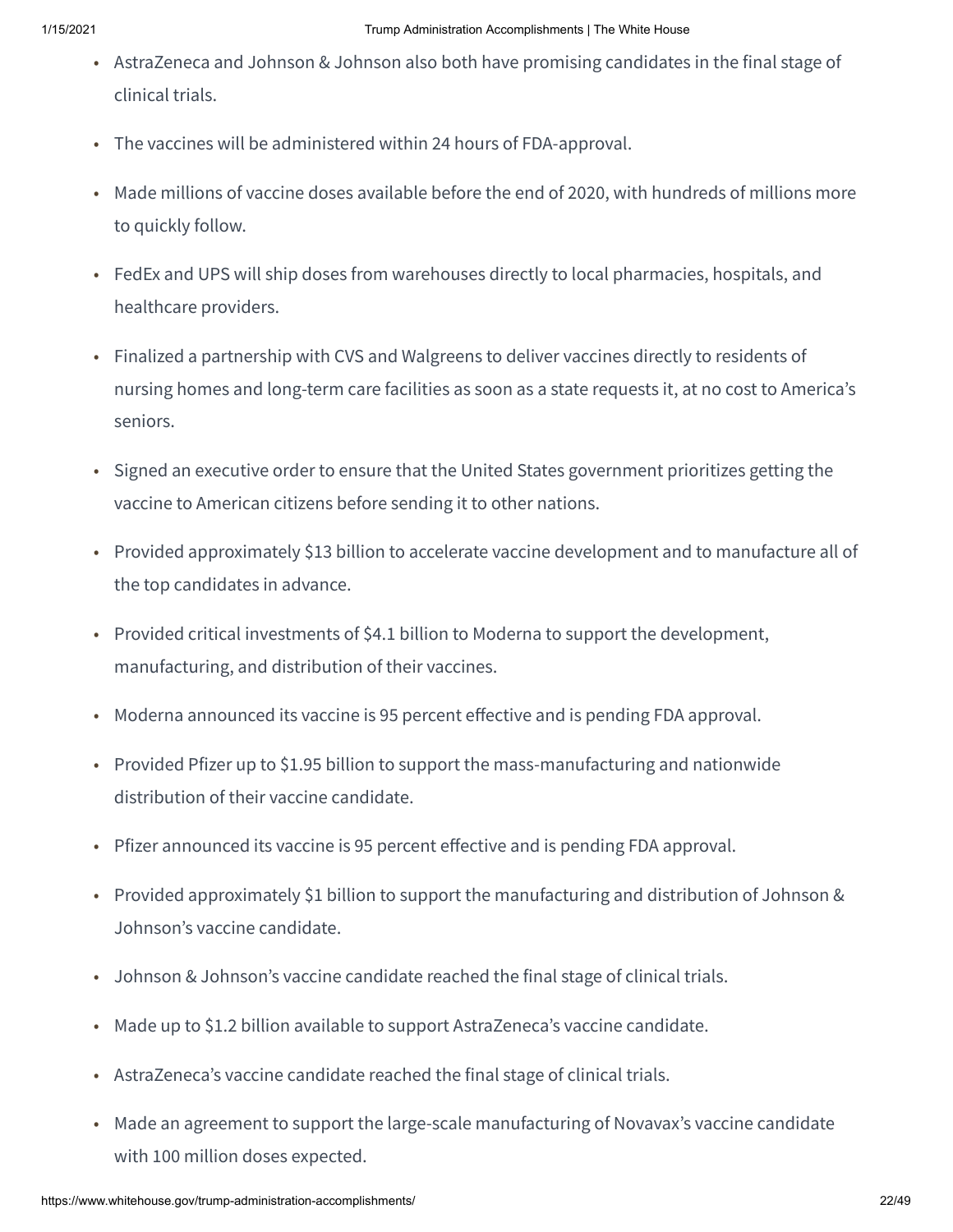- AstraZeneca and Johnson & Johnson also both have promising candidates in the final stage of clinical trials.
- The vaccines will be administered within 24 hours of FDA-approval.
- Made millions of vaccine doses available before the end of 2020, with hundreds of millions more to quickly follow.
- FedEx and UPS will ship doses from warehouses directly to local pharmacies, hospitals, and healthcare providers.
- Finalized a partnership with CVS and Walgreens to deliver vaccines directly to residents of nursing homes and long-term care facilities as soon as a state requests it, at no cost to America's seniors.
- Signed an executive order to ensure that the United States government prioritizes getting the vaccine to American citizens before sending it to other nations.
- Provided approximately $13 billion to accelerate vaccine development and to manufacture all of the top candidates in advance.
- Provided critical investments of $4.1 billion to Moderna to support the development, manufacturing, and distribution of their vaccines.
- Moderna announced its vaccine is 95 percent effective and is pending FDA approval.
- Provided Pfizer up to $1.95 billion to support the mass-manufacturing and nationwide distribution of their vaccine candidate.
- Pfizer announced its vaccine is 95 percent effective and is pending FDA approval.
- Provided approximately $1 billion to support the manufacturing and distribution of Johnson & Johnson's vaccine candidate.
- Johnson & Johnson's vaccine candidate reached the final stage of clinical trials.
- Made up to $1.2 billion available to support AstraZeneca's vaccine candidate.
- AstraZeneca's vaccine candidate reached the final stage of clinical trials.
- Made an agreement to support the large-scale manufacturing of Novavax's vaccine candidate with 100 million doses expected.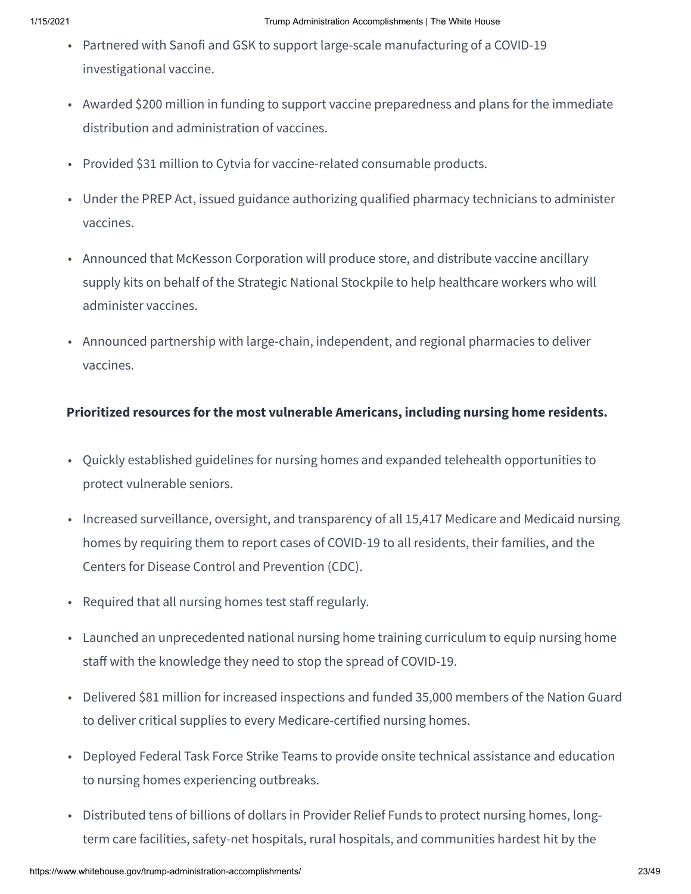- Partnered with Sanofi and GSK to support large-scale manufacturing of a COVID-19 investigational vaccine.
- Awarded $200 million in funding to support vaccine preparedness and plans for the immediate distribution and administration of vaccines.
- Provided $31 million to Cytvia for vaccine-related consumable products.
- Under the PREP Act, issued guidance authorizing qualified pharmacy technicians to administer vaccines.
- Announced that McKesson Corporation will produce store, and distribute vaccine ancillary supply kits on behalf of the Strategic National Stockpile to help healthcare workers who will administer vaccines.
- Announced partnership with large-chain, independent, and regional pharmacies to deliver vaccines.

**Prioritized resources for the most vulnerable Americans, including nursing home residents.**

- Quickly established guidelines for nursing homes and expanded telehealth opportunities to protect vulnerable seniors.
- Increased surveillance, oversight, and transparency of all 15,417 Medicare and Medicaid nursing homes by requiring them to report cases of COVID-19 to all residents, their families, and the Centers for Disease Control and Prevention (CDC).
- Required that all nursing homes test staff regularly.
- Launched an unprecedented national nursing home training curriculum to equip nursing home staff with the knowledge they need to stop the spread of COVID-19.
- Delivered $81 million for increased inspections and funded 35,000 members of the Nation Guard to deliver critical supplies to every Medicare-certified nursing homes.
- Deployed Federal Task Force Strike Teams to provide onsite technical assistance and education to nursing homes experiencing outbreaks.
- Distributed tens of billions of dollars in Provider Relief Funds to protect nursing homes, long-term care facilities, safety-net hospitals, rural hospitals, and communities hardest hit by the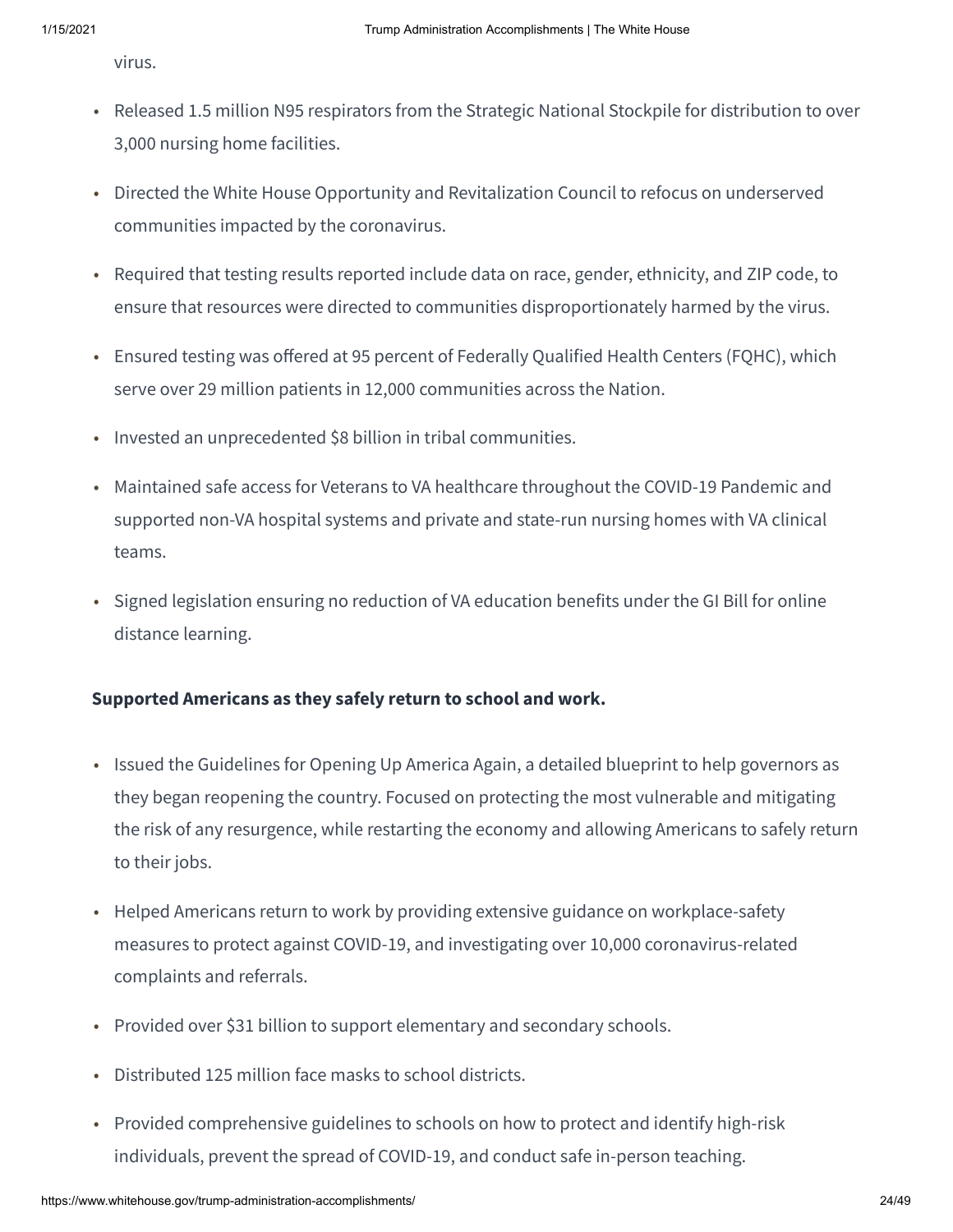virus.

- Released 1.5 million N95 respirators from the Strategic National Stockpile for distribution to over 3,000 nursing home facilities.
- Directed the White House Opportunity and Revitalization Council to refocus on underserved communities impacted by the coronavirus.
- Required that testing results reported include data on race, gender, ethnicity, and ZIP code, to ensure that resources were directed to communities disproportionately harmed by the virus.
- Ensured testing was offered at 95 percent of Federally Qualified Health Centers (FQHC), which serve over 29 million patients in 12,000 communities across the Nation.
- Invested an unprecedented $8 billion in tribal communities.
- Maintained safe access for Veterans to VA healthcare throughout the COVID-19 Pandemic and supported non-VA hospital systems and private and state-run nursing homes with VA clinical teams.
- Signed legislation ensuring no reduction of VA education benefits under the GI Bill for online distance learning.

**Supported Americans as they safely return to school and work.**

- Issued the Guidelines for Opening Up America Again, a detailed blueprint to help governors as they began reopening the country. Focused on protecting the most vulnerable and mitigating the risk of any resurgence, while restarting the economy and allowing Americans to safely return to their jobs.
- Helped Americans return to work by providing extensive guidance on workplace-safety measures to protect against COVID-19, and investigating over 10,000 coronavirus-related complaints and referrals.
- Provided over $31 billion to support elementary and secondary schools.
- Distributed 125 million face masks to school districts.
- Provided comprehensive guidelines to schools on how to protect and identify high-risk individuals, prevent the spread of COVID-19, and conduct safe in-person teaching.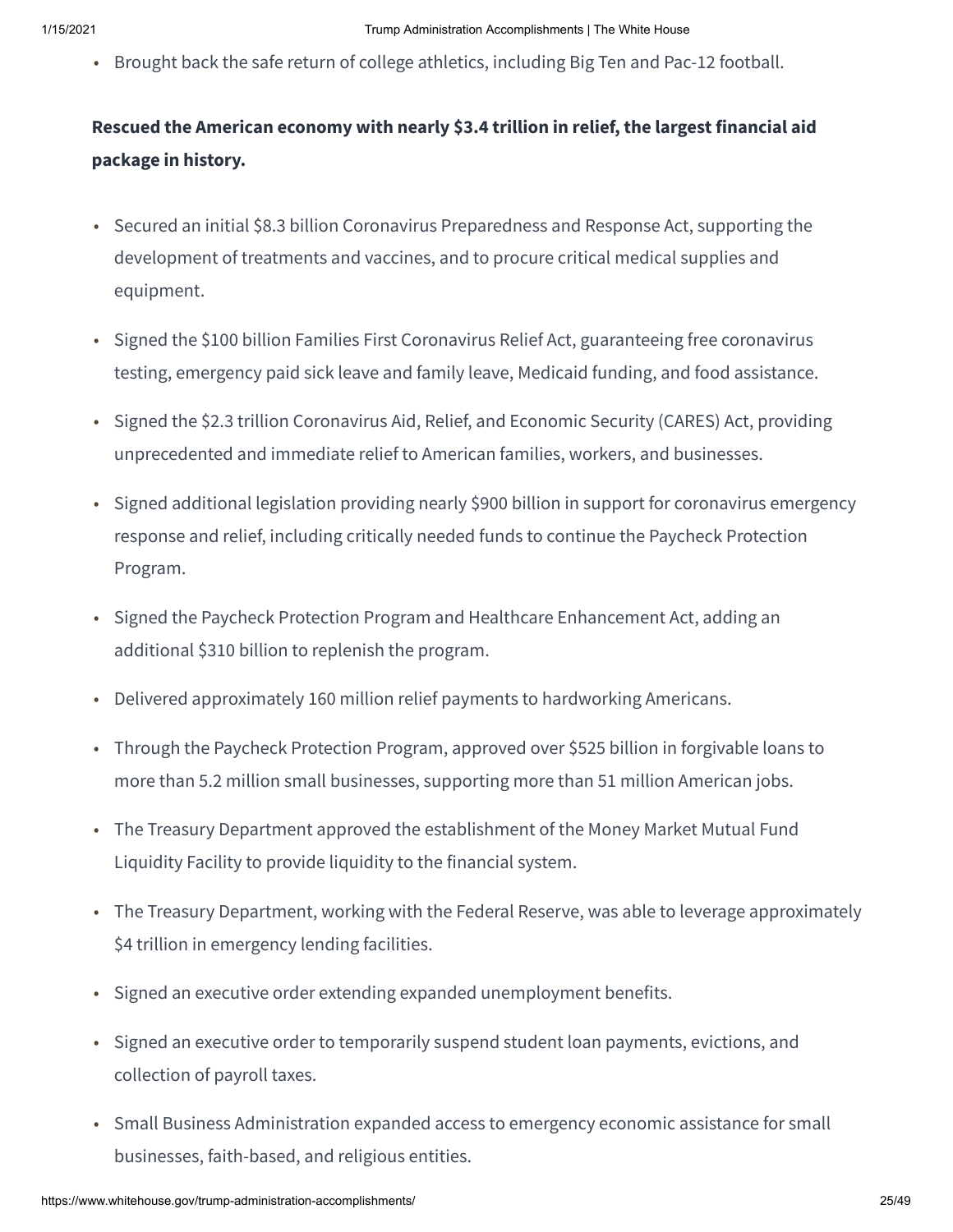- Brought back the safe return of college athletics, including Big Ten and Pac-12 football.

**Rescued the American economy with nearly $3.4 trillion in relief, the largest financial aid package in history.**

- Secured an initial $8.3 billion Coronavirus Preparedness and Response Act, supporting the development of treatments and vaccines, and to procure critical medical supplies and equipment.
- Signed the $100 billion Families First Coronavirus Relief Act, guaranteeing free coronavirus testing, emergency paid sick leave and family leave, Medicaid funding, and food assistance.
- Signed the $2.3 trillion Coronavirus Aid, Relief, and Economic Security (CARES) Act, providing unprecedented and immediate relief to American families, workers, and businesses.
- Signed additional legislation providing nearly $900 billion in support for coronavirus emergency response and relief, including critically needed funds to continue the Paycheck Protection Program.
- Signed the Paycheck Protection Program and Healthcare Enhancement Act, adding an additional $310 billion to replenish the program.
- Delivered approximately 160 million relief payments to hardworking Americans.
- Through the Paycheck Protection Program, approved over $525 billion in forgivable loans to more than 5.2 million small businesses, supporting more than 51 million American jobs.
- The Treasury Department approved the establishment of the Money Market Mutual Fund Liquidity Facility to provide liquidity to the financial system.
- The Treasury Department, working with the Federal Reserve, was able to leverage approximately $4 trillion in emergency lending facilities.
- Signed an executive order extending expanded unemployment benefits.
- Signed an executive order to temporarily suspend student loan payments, evictions, and collection of payroll taxes.
- Small Business Administration expanded access to emergency economic assistance for small businesses, faith-based, and religious entities.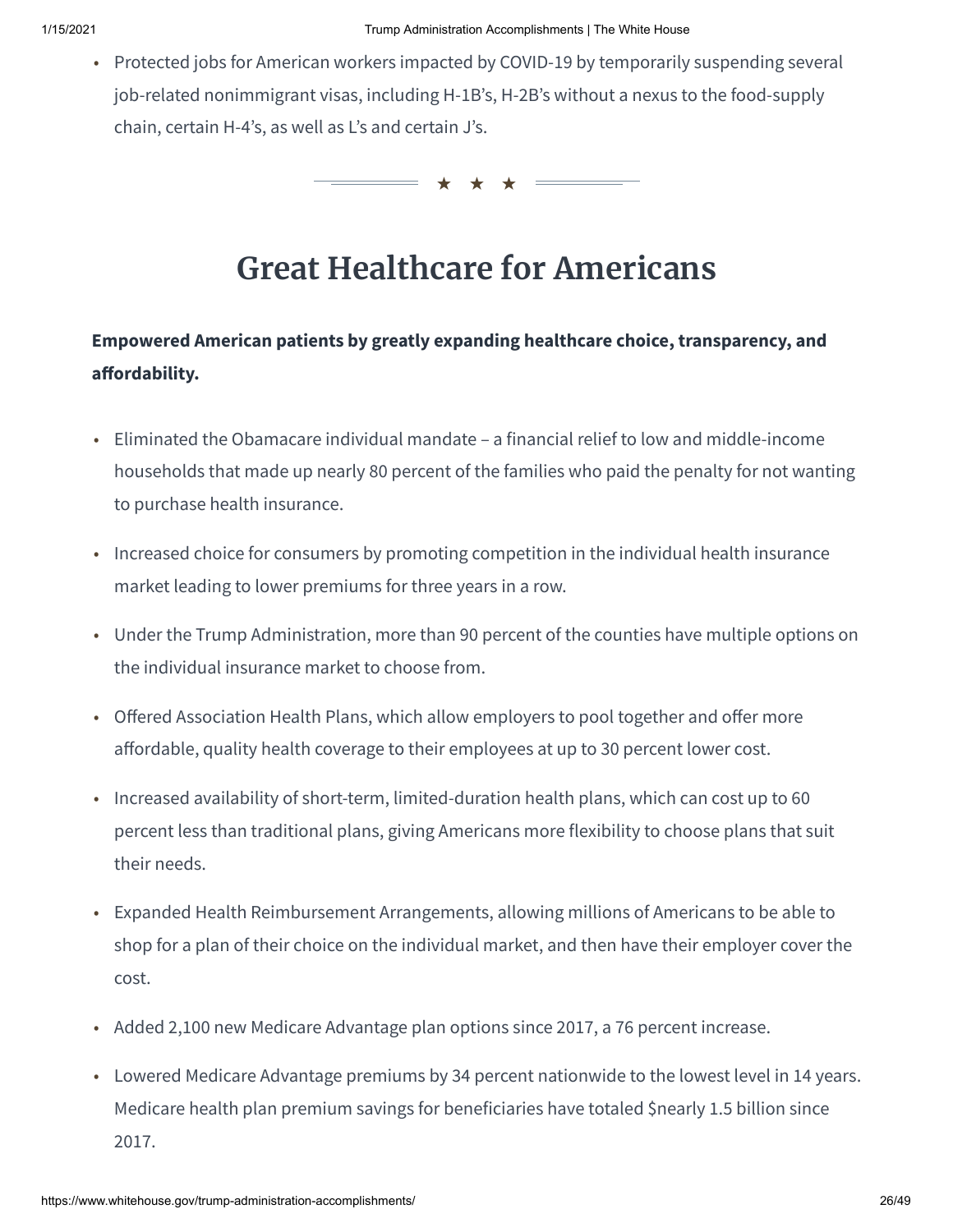- Protected jobs for American workers impacted by COVID-19 by temporarily suspending several job-related nonimmigrant visas, including H-1B's, H-2B's without a nexus to the food-supply chain, certain H-4's, as well as L's and certain J's.

★ ★ ★

# Great Healthcare for Americans

**Empowered American patients by greatly expanding healthcare choice, transparency, and affordability.**

- Eliminated the Obamacare individual mandate – a financial relief to low and middle-income households that made up nearly 80 percent of the families who paid the penalty for not wanting to purchase health insurance.
- Increased choice for consumers by promoting competition in the individual health insurance market leading to lower premiums for three years in a row.
- Under the Trump Administration, more than 90 percent of the counties have multiple options on the individual insurance market to choose from.
- Offered Association Health Plans, which allow employers to pool together and offer more affordable, quality health coverage to their employees at up to 30 percent lower cost.
- Increased availability of short-term, limited-duration health plans, which can cost up to 60 percent less than traditional plans, giving Americans more flexibility to choose plans that suit their needs.
- Expanded Health Reimbursement Arrangements, allowing millions of Americans to be able to shop for a plan of their choice on the individual market, and then have their employer cover the cost.
- Added 2,100 new Medicare Advantage plan options since 2017, a 76 percent increase.
- Lowered Medicare Advantage premiums by 34 percent nationwide to the lowest level in 14 years. Medicare health plan premium savings for beneficiaries have totaled $nearly 1.5 billion since 2017.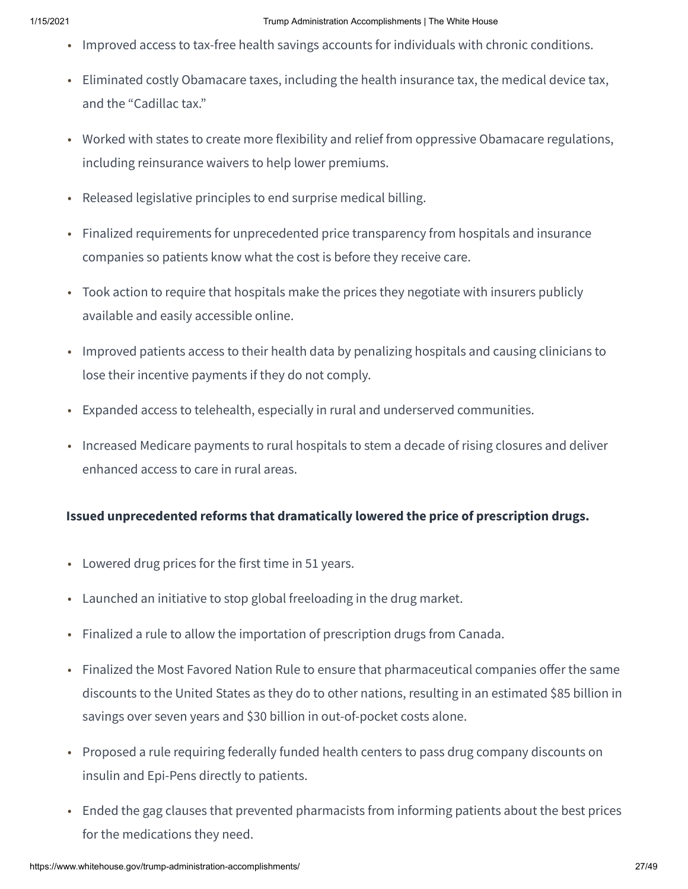- Improved access to tax-free health savings accounts for individuals with chronic conditions.
- Eliminated costly Obamacare taxes, including the health insurance tax, the medical device tax, and the "Cadillac tax."
- Worked with states to create more flexibility and relief from oppressive Obamacare regulations, including reinsurance waivers to help lower premiums.
- Released legislative principles to end surprise medical billing.
- Finalized requirements for unprecedented price transparency from hospitals and insurance companies so patients know what the cost is before they receive care.
- Took action to require that hospitals make the prices they negotiate with insurers publicly available and easily accessible online.
- Improved patients access to their health data by penalizing hospitals and causing clinicians to lose their incentive payments if they do not comply.
- Expanded access to telehealth, especially in rural and underserved communities.
- Increased Medicare payments to rural hospitals to stem a decade of rising closures and deliver enhanced access to care in rural areas.

**Issued unprecedented reforms that dramatically lowered the price of prescription drugs.**

- Lowered drug prices for the first time in 51 years.
- Launched an initiative to stop global freeloading in the drug market.
- Finalized a rule to allow the importation of prescription drugs from Canada.
- Finalized the Most Favored Nation Rule to ensure that pharmaceutical companies offer the same discounts to the United States as they do to other nations, resulting in an estimated $85 billion in savings over seven years and $30 billion in out-of-pocket costs alone.
- Proposed a rule requiring federally funded health centers to pass drug company discounts on insulin and Epi-Pens directly to patients.
- Ended the gag clauses that prevented pharmacists from informing patients about the best prices for the medications they need.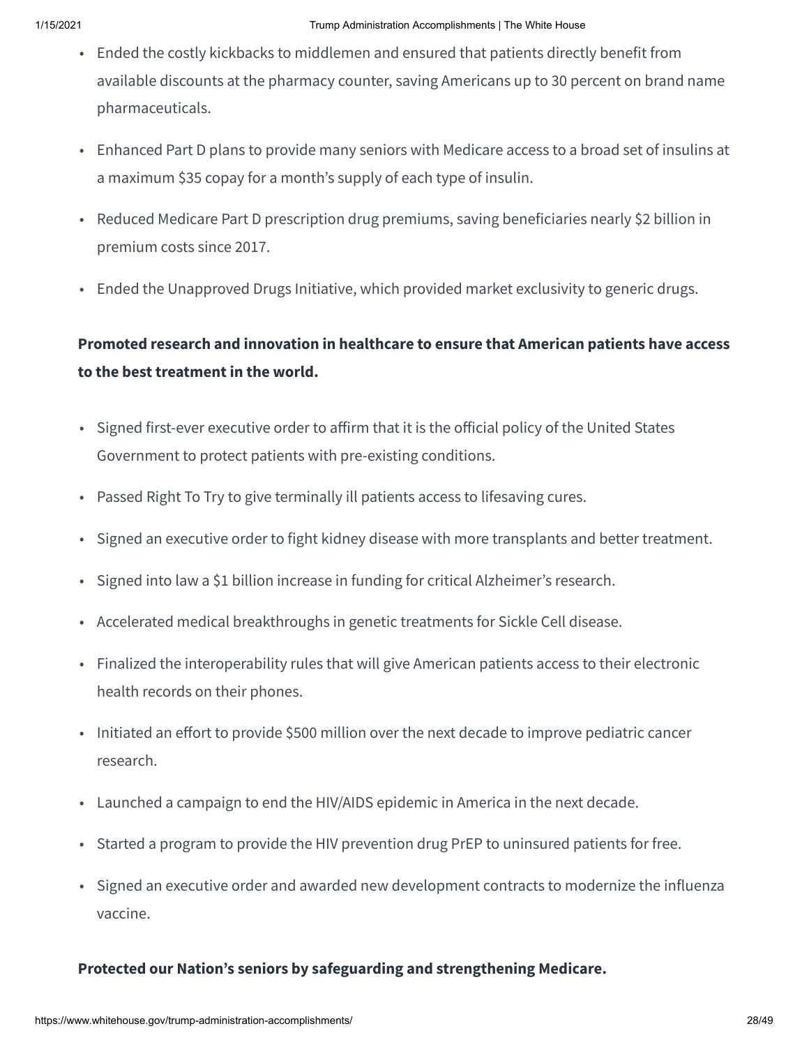- Ended the costly kickbacks to middlemen and ensured that patients directly benefit from available discounts at the pharmacy counter, saving Americans up to 30 percent on brand name pharmaceuticals.
- Enhanced Part D plans to provide many seniors with Medicare access to a broad set of insulins at a maximum $35 copay for a month's supply of each type of insulin.
- Reduced Medicare Part D prescription drug premiums, saving beneficiaries nearly $2 billion in premium costs since 2017.
- Ended the Unapproved Drugs Initiative, which provided market exclusivity to generic drugs.

**Promoted research and innovation in healthcare to ensure that American patients have access to the best treatment in the world.**

- Signed first-ever executive order to affirm that it is the official policy of the United States Government to protect patients with pre-existing conditions.
- Passed Right To Try to give terminally ill patients access to lifesaving cures.
- Signed an executive order to fight kidney disease with more transplants and better treatment.
- Signed into law a $1 billion increase in funding for critical Alzheimer's research.
- Accelerated medical breakthroughs in genetic treatments for Sickle Cell disease.
- Finalized the interoperability rules that will give American patients access to their electronic health records on their phones.
- Initiated an effort to provide $500 million over the next decade to improve pediatric cancer research.
- Launched a campaign to end the HIV/AIDS epidemic in America in the next decade.
- Started a program to provide the HIV prevention drug PrEP to uninsured patients for free.
- Signed an executive order and awarded new development contracts to modernize the influenza vaccine.

**Protected our Nation's seniors by safeguarding and strengthening Medicare.**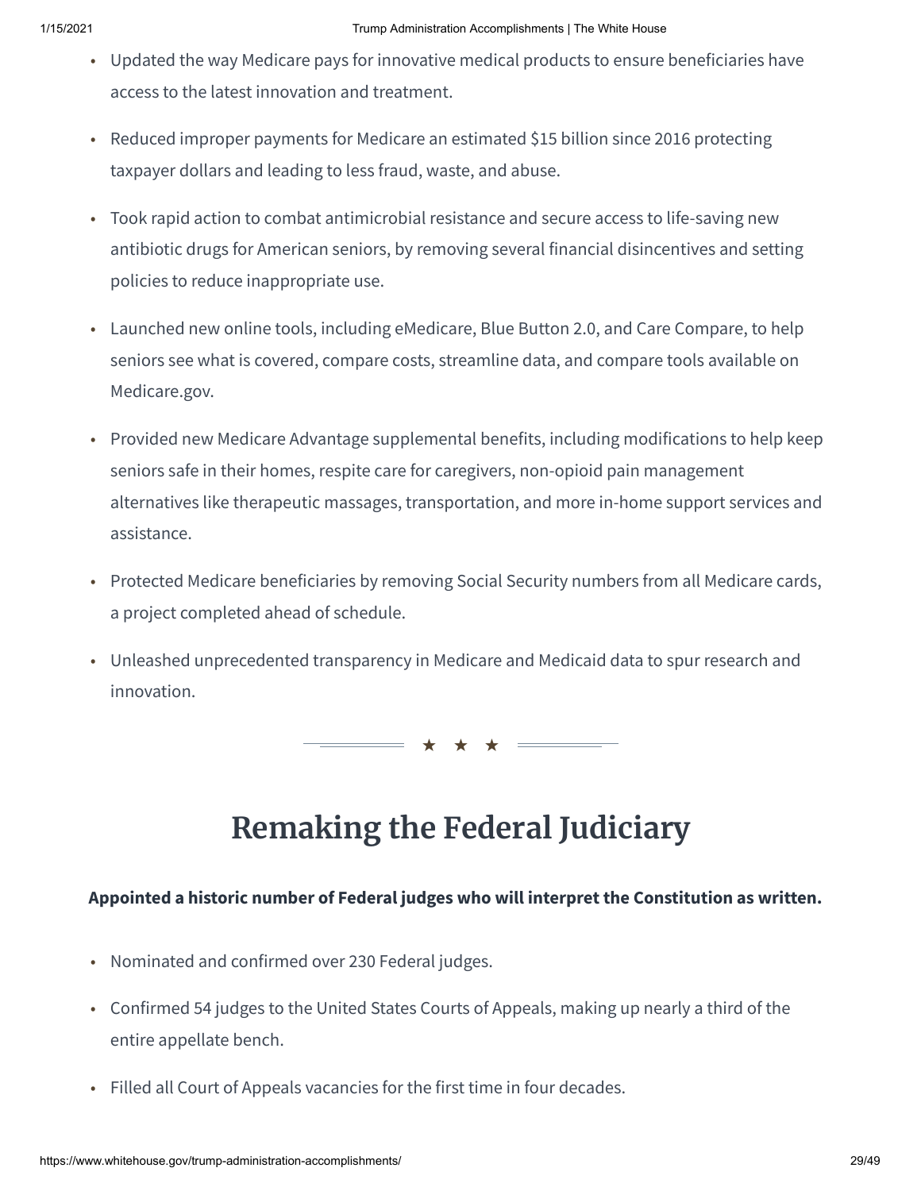- Updated the way Medicare pays for innovative medical products to ensure beneficiaries have access to the latest innovation and treatment.
- Reduced improper payments for Medicare an estimated $15 billion since 2016 protecting taxpayer dollars and leading to less fraud, waste, and abuse.
- Took rapid action to combat antimicrobial resistance and secure access to life-saving new antibiotic drugs for American seniors, by removing several financial disincentives and setting policies to reduce inappropriate use.
- Launched new online tools, including eMedicare, Blue Button 2.0, and Care Compare, to help seniors see what is covered, compare costs, streamline data, and compare tools available on Medicare.gov.
- Provided new Medicare Advantage supplemental benefits, including modifications to help keep seniors safe in their homes, respite care for caregivers, non-opioid pain management alternatives like therapeutic massages, transportation, and more in-home support services and assistance.
- Protected Medicare beneficiaries by removing Social Security numbers from all Medicare cards, a project completed ahead of schedule.
- Unleashed unprecedented transparency in Medicare and Medicaid data to spur research and innovation.

★ ★ ★

# Remaking the Federal Judiciary

**Appointed a historic number of Federal judges who will interpret the Constitution as written.**

- Nominated and confirmed over 230 Federal judges.
- Confirmed 54 judges to the United States Courts of Appeals, making up nearly a third of the entire appellate bench.
- Filled all Court of Appeals vacancies for the first time in four decades.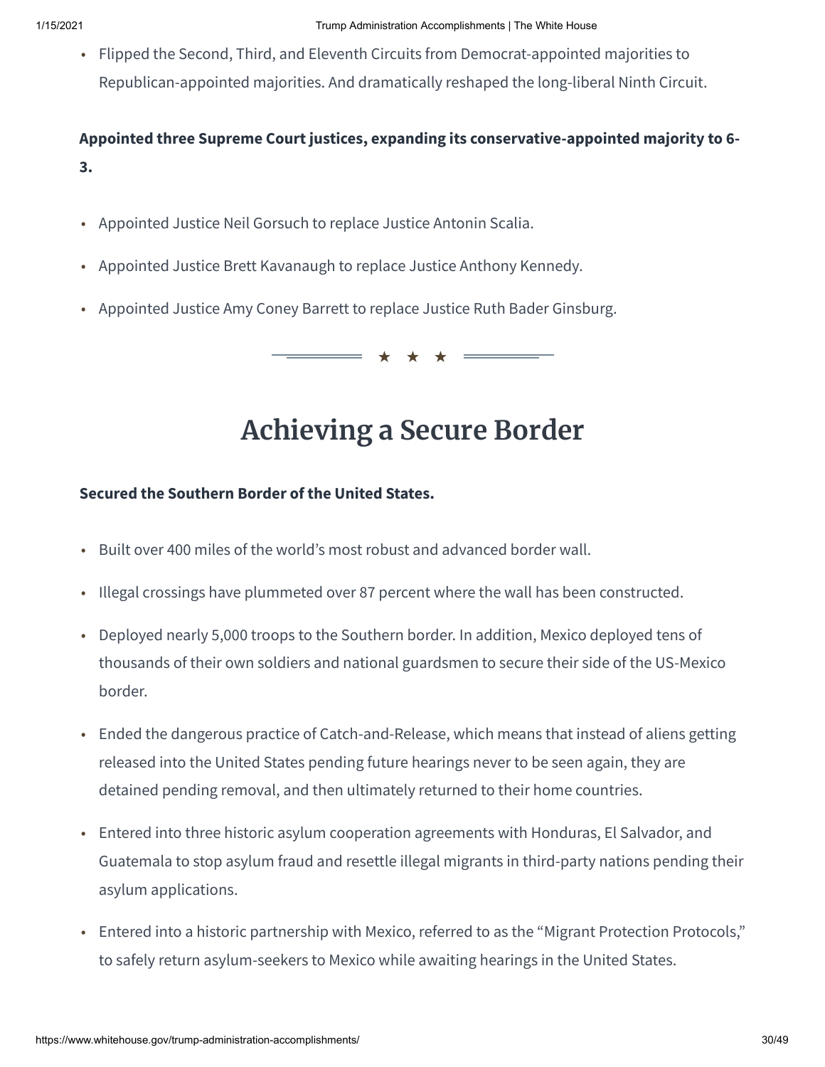- Flipped the Second, Third, and Eleventh Circuits from Democrat-appointed majorities to Republican-appointed majorities. And dramatically reshaped the long-liberal Ninth Circuit.

**Appointed three Supreme Court justices, expanding its conservative-appointed majority to 6-3.**

- Appointed Justice Neil Gorsuch to replace Justice Antonin Scalia.
- Appointed Justice Brett Kavanaugh to replace Justice Anthony Kennedy.
- Appointed Justice Amy Coney Barrett to replace Justice Ruth Bader Ginsburg.

★ ★ ★

# Achieving a Secure Border

**Secured the Southern Border of the United States.**

- Built over 400 miles of the world's most robust and advanced border wall.
- Illegal crossings have plummeted over 87 percent where the wall has been constructed.
- Deployed nearly 5,000 troops to the Southern border. In addition, Mexico deployed tens of thousands of their own soldiers and national guardsmen to secure their side of the US-Mexico border.
- Ended the dangerous practice of Catch-and-Release, which means that instead of aliens getting released into the United States pending future hearings never to be seen again, they are detained pending removal, and then ultimately returned to their home countries.
- Entered into three historic asylum cooperation agreements with Honduras, El Salvador, and Guatemala to stop asylum fraud and resettle illegal migrants in third-party nations pending their asylum applications.
- Entered into a historic partnership with Mexico, referred to as the "Migrant Protection Protocols," to safely return asylum-seekers to Mexico while awaiting hearings in the United States.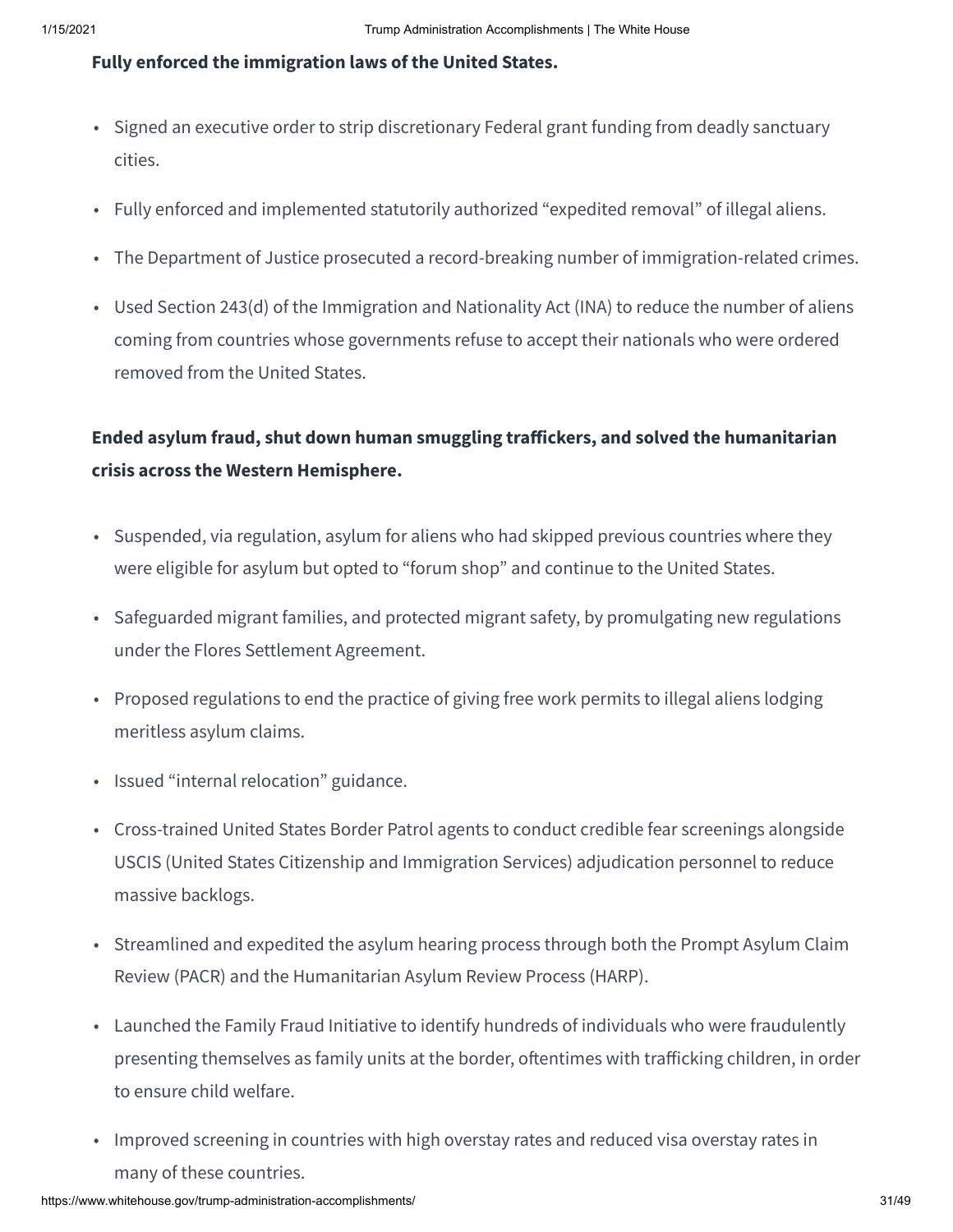**Fully enforced the immigration laws of the United States.**

- Signed an executive order to strip discretionary Federal grant funding from deadly sanctuary cities.
- Fully enforced and implemented statutorily authorized "expedited removal" of illegal aliens.
- The Department of Justice prosecuted a record-breaking number of immigration-related crimes.
- Used Section 243(d) of the Immigration and Nationality Act (INA) to reduce the number of aliens coming from countries whose governments refuse to accept their nationals who were ordered removed from the United States.

**Ended asylum fraud, shut down human smuggling traffickers, and solved the humanitarian crisis across the Western Hemisphere.**

- Suspended, via regulation, asylum for aliens who had skipped previous countries where they were eligible for asylum but opted to "forum shop" and continue to the United States.
- Safeguarded migrant families, and protected migrant safety, by promulgating new regulations under the Flores Settlement Agreement.
- Proposed regulations to end the practice of giving free work permits to illegal aliens lodging meritless asylum claims.
- Issued "internal relocation" guidance.
- Cross-trained United States Border Patrol agents to conduct credible fear screenings alongside USCIS (United States Citizenship and Immigration Services) adjudication personnel to reduce massive backlogs.
- Streamlined and expedited the asylum hearing process through both the Prompt Asylum Claim Review (PACR) and the Humanitarian Asylum Review Process (HARP).
- Launched the Family Fraud Initiative to identify hundreds of individuals who were fraudulently presenting themselves as family units at the border, oftentimes with trafficking children, in order to ensure child welfare.
- Improved screening in countries with high overstay rates and reduced visa overstay rates in many of these countries.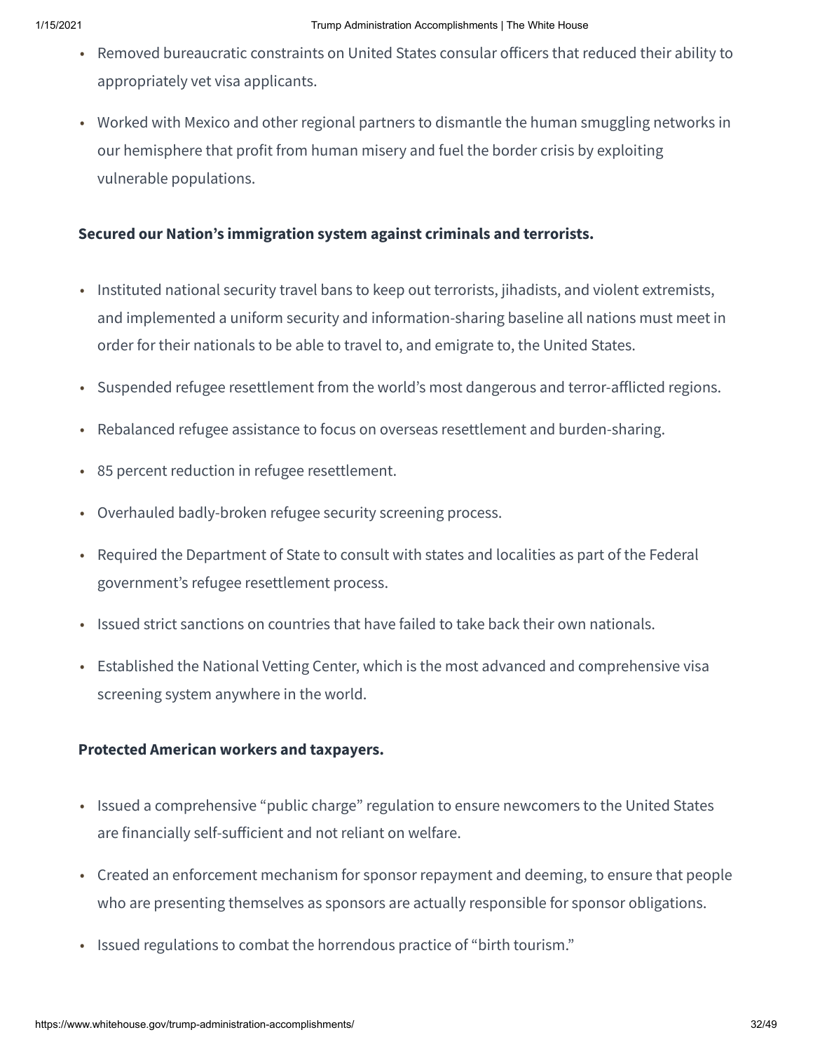- Removed bureaucratic constraints on United States consular officers that reduced their ability to appropriately vet visa applicants.
- Worked with Mexico and other regional partners to dismantle the human smuggling networks in our hemisphere that profit from human misery and fuel the border crisis by exploiting vulnerable populations.

**Secured our Nation's immigration system against criminals and terrorists.**

- Instituted national security travel bans to keep out terrorists, jihadists, and violent extremists, and implemented a uniform security and information-sharing baseline all nations must meet in order for their nationals to be able to travel to, and emigrate to, the United States.
- Suspended refugee resettlement from the world's most dangerous and terror-afflicted regions.
- Rebalanced refugee assistance to focus on overseas resettlement and burden-sharing.
- 85 percent reduction in refugee resettlement.
- Overhauled badly-broken refugee security screening process.
- Required the Department of State to consult with states and localities as part of the Federal government's refugee resettlement process.
- Issued strict sanctions on countries that have failed to take back their own nationals.
- Established the National Vetting Center, which is the most advanced and comprehensive visa screening system anywhere in the world.

**Protected American workers and taxpayers.**

- Issued a comprehensive "public charge" regulation to ensure newcomers to the United States are financially self-sufficient and not reliant on welfare.
- Created an enforcement mechanism for sponsor repayment and deeming, to ensure that people who are presenting themselves as sponsors are actually responsible for sponsor obligations.
- Issued regulations to combat the horrendous practice of "birth tourism."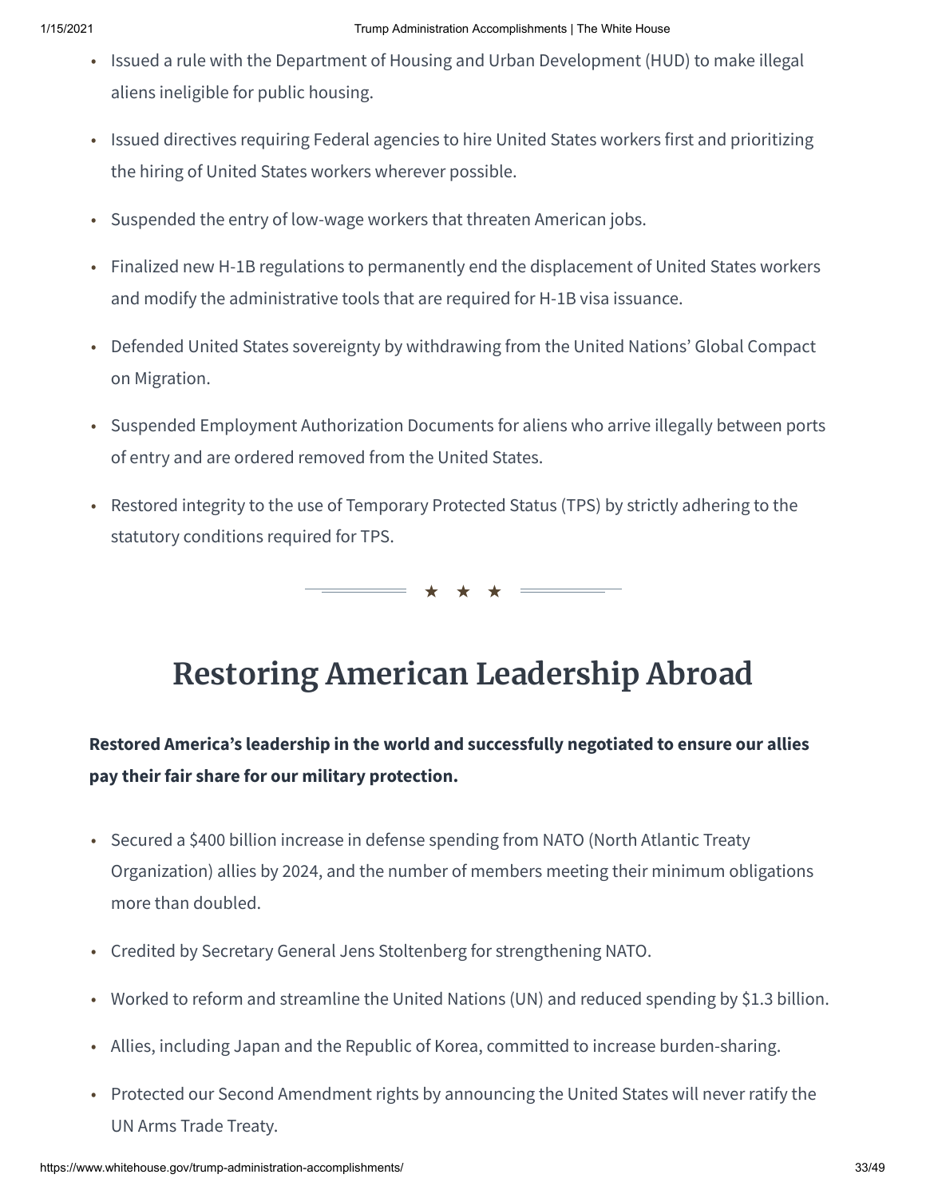- Issued a rule with the Department of Housing and Urban Development (HUD) to make illegal aliens ineligible for public housing.
- Issued directives requiring Federal agencies to hire United States workers first and prioritizing the hiring of United States workers wherever possible.
- Suspended the entry of low-wage workers that threaten American jobs.
- Finalized new H-1B regulations to permanently end the displacement of United States workers and modify the administrative tools that are required for H-1B visa issuance.
- Defended United States sovereignty by withdrawing from the United Nations' Global Compact on Migration.
- Suspended Employment Authorization Documents for aliens who arrive illegally between ports of entry and are ordered removed from the United States.
- Restored integrity to the use of Temporary Protected Status (TPS) by strictly adhering to the statutory conditions required for TPS.

★ ★ ★

# Restoring American Leadership Abroad

**Restored America's leadership in the world and successfully negotiated to ensure our allies pay their fair share for our military protection.**

- Secured a $400 billion increase in defense spending from NATO (North Atlantic Treaty Organization) allies by 2024, and the number of members meeting their minimum obligations more than doubled.
- Credited by Secretary General Jens Stoltenberg for strengthening NATO.
- Worked to reform and streamline the United Nations (UN) and reduced spending by $1.3 billion.
- Allies, including Japan and the Republic of Korea, committed to increase burden-sharing.
- Protected our Second Amendment rights by announcing the United States will never ratify the UN Arms Trade Treaty.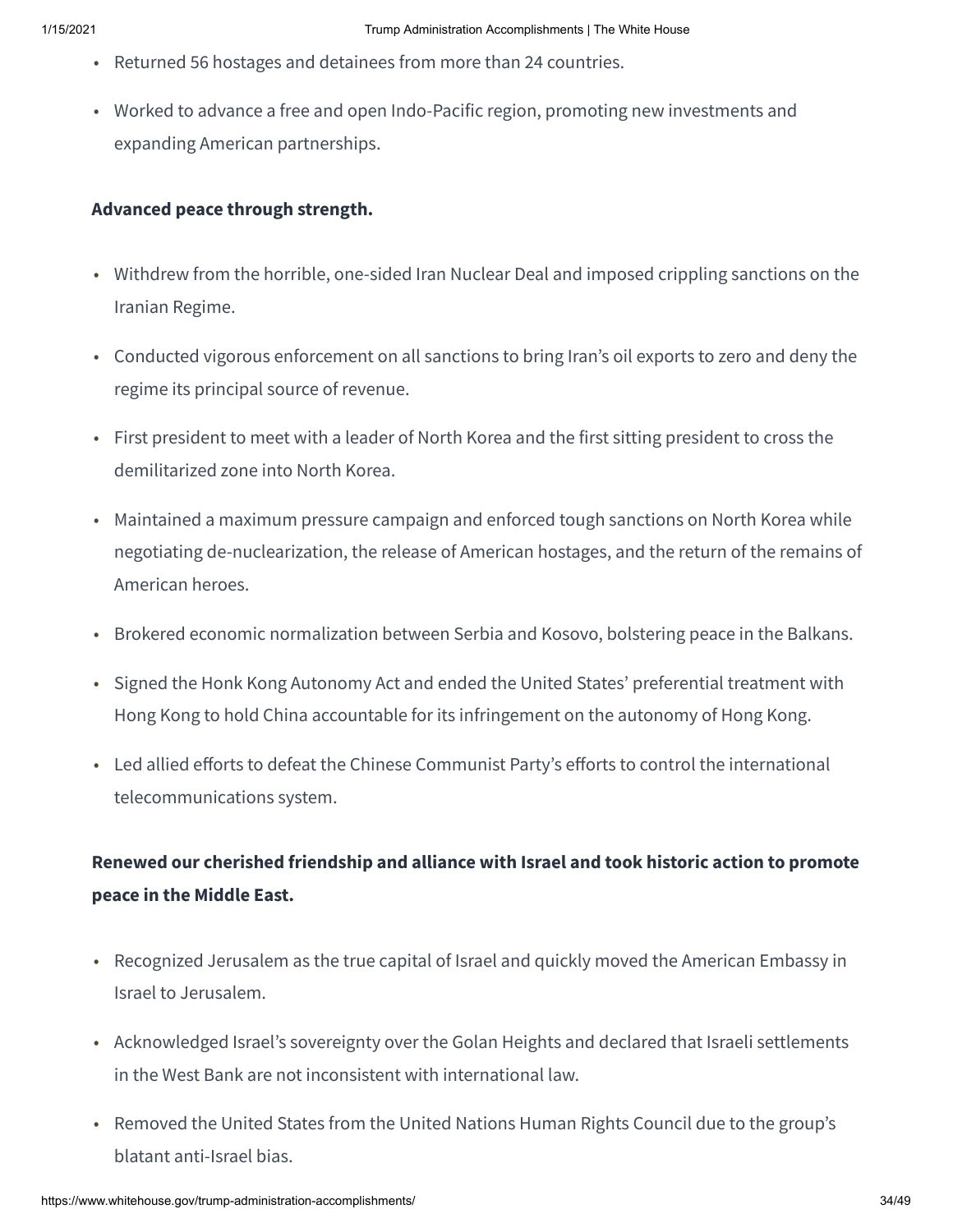- Returned 56 hostages and detainees from more than 24 countries.
- Worked to advance a free and open Indo-Pacific region, promoting new investments and expanding American partnerships.

**Advanced peace through strength.**

- Withdrew from the horrible, one-sided Iran Nuclear Deal and imposed crippling sanctions on the Iranian Regime.
- Conducted vigorous enforcement on all sanctions to bring Iran's oil exports to zero and deny the regime its principal source of revenue.
- First president to meet with a leader of North Korea and the first sitting president to cross the demilitarized zone into North Korea.
- Maintained a maximum pressure campaign and enforced tough sanctions on North Korea while negotiating de-nuclearization, the release of American hostages, and the return of the remains of American heroes.
- Brokered economic normalization between Serbia and Kosovo, bolstering peace in the Balkans.
- Signed the Honk Kong Autonomy Act and ended the United States' preferential treatment with Hong Kong to hold China accountable for its infringement on the autonomy of Hong Kong.
- Led allied efforts to defeat the Chinese Communist Party's efforts to control the international telecommunications system.

**Renewed our cherished friendship and alliance with Israel and took historic action to promote peace in the Middle East.**

- Recognized Jerusalem as the true capital of Israel and quickly moved the American Embassy in Israel to Jerusalem.
- Acknowledged Israel's sovereignty over the Golan Heights and declared that Israeli settlements in the West Bank are not inconsistent with international law.
- Removed the United States from the United Nations Human Rights Council due to the group's blatant anti-Israel bias.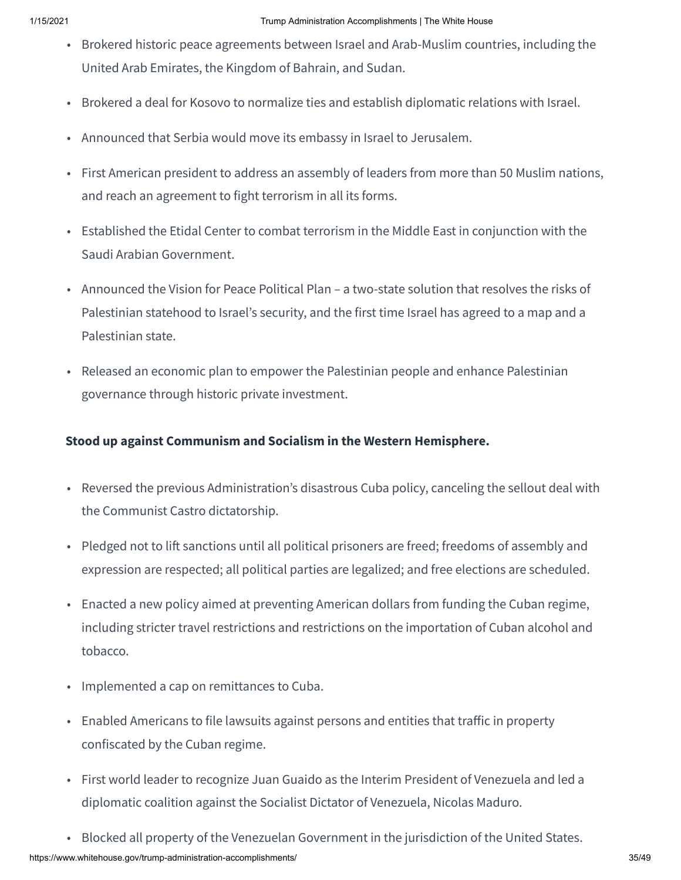- Brokered historic peace agreements between Israel and Arab-Muslim countries, including the United Arab Emirates, the Kingdom of Bahrain, and Sudan.
- Brokered a deal for Kosovo to normalize ties and establish diplomatic relations with Israel.
- Announced that Serbia would move its embassy in Israel to Jerusalem.
- First American president to address an assembly of leaders from more than 50 Muslim nations, and reach an agreement to fight terrorism in all its forms.
- Established the Etidal Center to combat terrorism in the Middle East in conjunction with the Saudi Arabian Government.
- Announced the Vision for Peace Political Plan – a two-state solution that resolves the risks of Palestinian statehood to Israel's security, and the first time Israel has agreed to a map and a Palestinian state.
- Released an economic plan to empower the Palestinian people and enhance Palestinian governance through historic private investment.

**Stood up against Communism and Socialism in the Western Hemisphere.**

- Reversed the previous Administration's disastrous Cuba policy, canceling the sellout deal with the Communist Castro dictatorship.
- Pledged not to lift sanctions until all political prisoners are freed; freedoms of assembly and expression are respected; all political parties are legalized; and free elections are scheduled.
- Enacted a new policy aimed at preventing American dollars from funding the Cuban regime, including stricter travel restrictions and restrictions on the importation of Cuban alcohol and tobacco.
- Implemented a cap on remittances to Cuba.
- Enabled Americans to file lawsuits against persons and entities that traffic in property confiscated by the Cuban regime.
- First world leader to recognize Juan Guaido as the Interim President of Venezuela and led a diplomatic coalition against the Socialist Dictator of Venezuela, Nicolas Maduro.
- Blocked all property of the Venezuelan Government in the jurisdiction of the United States.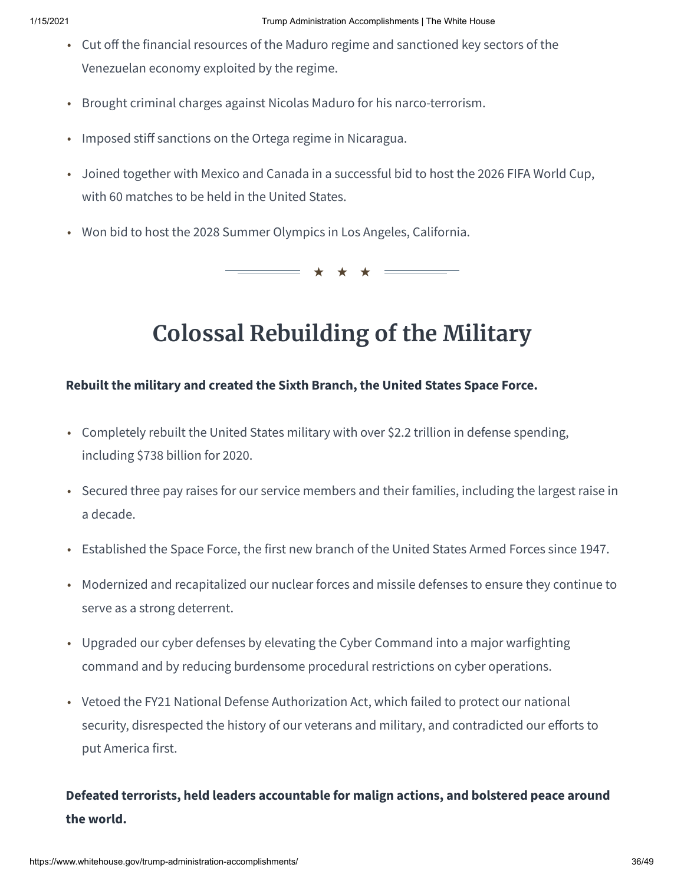- Cut off the financial resources of the Maduro regime and sanctioned key sectors of the Venezuelan economy exploited by the regime.
- Brought criminal charges against Nicolas Maduro for his narco-terrorism.
- Imposed stiff sanctions on the Ortega regime in Nicaragua.
- Joined together with Mexico and Canada in a successful bid to host the 2026 FIFA World Cup, with 60 matches to be held in the United States.
- Won bid to host the 2028 Summer Olympics in Los Angeles, California.

# Colossal Rebuilding of the Military

**Rebuilt the military and created the Sixth Branch, the United States Space Force.**

- Completely rebuilt the United States military with over $2.2 trillion in defense spending, including $738 billion for 2020.
- Secured three pay raises for our service members and their families, including the largest raise in a decade.
- Established the Space Force, the first new branch of the United States Armed Forces since 1947.
- Modernized and recapitalized our nuclear forces and missile defenses to ensure they continue to serve as a strong deterrent.
- Upgraded our cyber defenses by elevating the Cyber Command into a major warfighting command and by reducing burdensome procedural restrictions on cyber operations.
- Vetoed the FY21 National Defense Authorization Act, which failed to protect our national security, disrespected the history of our veterans and military, and contradicted our efforts to put America first.

**Defeated terrorists, held leaders accountable for malign actions, and bolstered peace around the world.**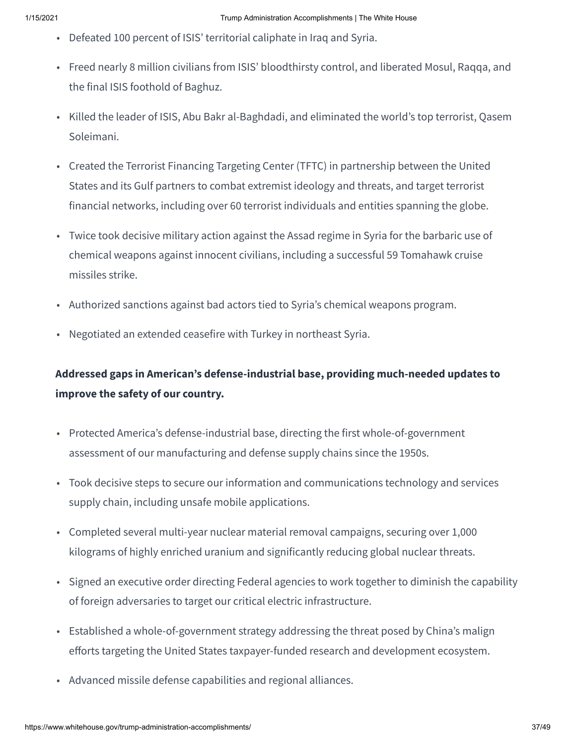- Defeated 100 percent of ISIS' territorial caliphate in Iraq and Syria.
- Freed nearly 8 million civilians from ISIS' bloodthirsty control, and liberated Mosul, Raqqa, and the final ISIS foothold of Baghuz.
- Killed the leader of ISIS, Abu Bakr al-Baghdadi, and eliminated the world's top terrorist, Qasem Soleimani.
- Created the Terrorist Financing Targeting Center (TFTC) in partnership between the United States and its Gulf partners to combat extremist ideology and threats, and target terrorist financial networks, including over 60 terrorist individuals and entities spanning the globe.
- Twice took decisive military action against the Assad regime in Syria for the barbaric use of chemical weapons against innocent civilians, including a successful 59 Tomahawk cruise missiles strike.
- Authorized sanctions against bad actors tied to Syria's chemical weapons program.
- Negotiated an extended ceasefire with Turkey in northeast Syria.

**Addressed gaps in American's defense-industrial base, providing much-needed updates to improve the safety of our country.**

- Protected America's defense-industrial base, directing the first whole-of-government assessment of our manufacturing and defense supply chains since the 1950s.
- Took decisive steps to secure our information and communications technology and services supply chain, including unsafe mobile applications.
- Completed several multi-year nuclear material removal campaigns, securing over 1,000 kilograms of highly enriched uranium and significantly reducing global nuclear threats.
- Signed an executive order directing Federal agencies to work together to diminish the capability of foreign adversaries to target our critical electric infrastructure.
- Established a whole-of-government strategy addressing the threat posed by China's malign efforts targeting the United States taxpayer-funded research and development ecosystem.
- Advanced missile defense capabilities and regional alliances.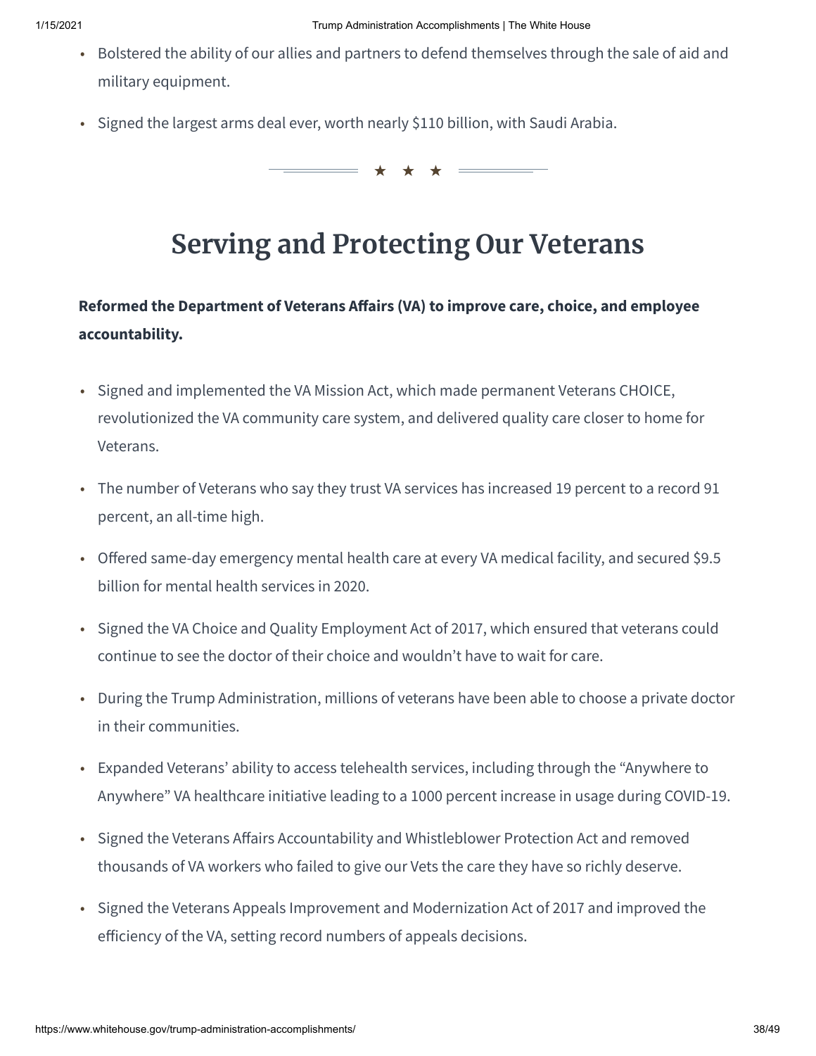- Bolstered the ability of our allies and partners to defend themselves through the sale of aid and military equipment.
- Signed the largest arms deal ever, worth nearly $110 billion, with Saudi Arabia.

★ ★ ★

## Serving and Protecting Our Veterans

**Reformed the Department of Veterans Affairs (VA) to improve care, choice, and employee accountability.**

- Signed and implemented the VA Mission Act, which made permanent Veterans CHOICE, revolutionized the VA community care system, and delivered quality care closer to home for Veterans.
- The number of Veterans who say they trust VA services has increased 19 percent to a record 91 percent, an all-time high.
- Offered same-day emergency mental health care at every VA medical facility, and secured $9.5 billion for mental health services in 2020.
- Signed the VA Choice and Quality Employment Act of 2017, which ensured that veterans could continue to see the doctor of their choice and wouldn't have to wait for care.
- During the Trump Administration, millions of veterans have been able to choose a private doctor in their communities.
- Expanded Veterans' ability to access telehealth services, including through the "Anywhere to Anywhere" VA healthcare initiative leading to a 1000 percent increase in usage during COVID-19.
- Signed the Veterans Affairs Accountability and Whistleblower Protection Act and removed thousands of VA workers who failed to give our Vets the care they have so richly deserve.
- Signed the Veterans Appeals Improvement and Modernization Act of 2017 and improved the efficiency of the VA, setting record numbers of appeals decisions.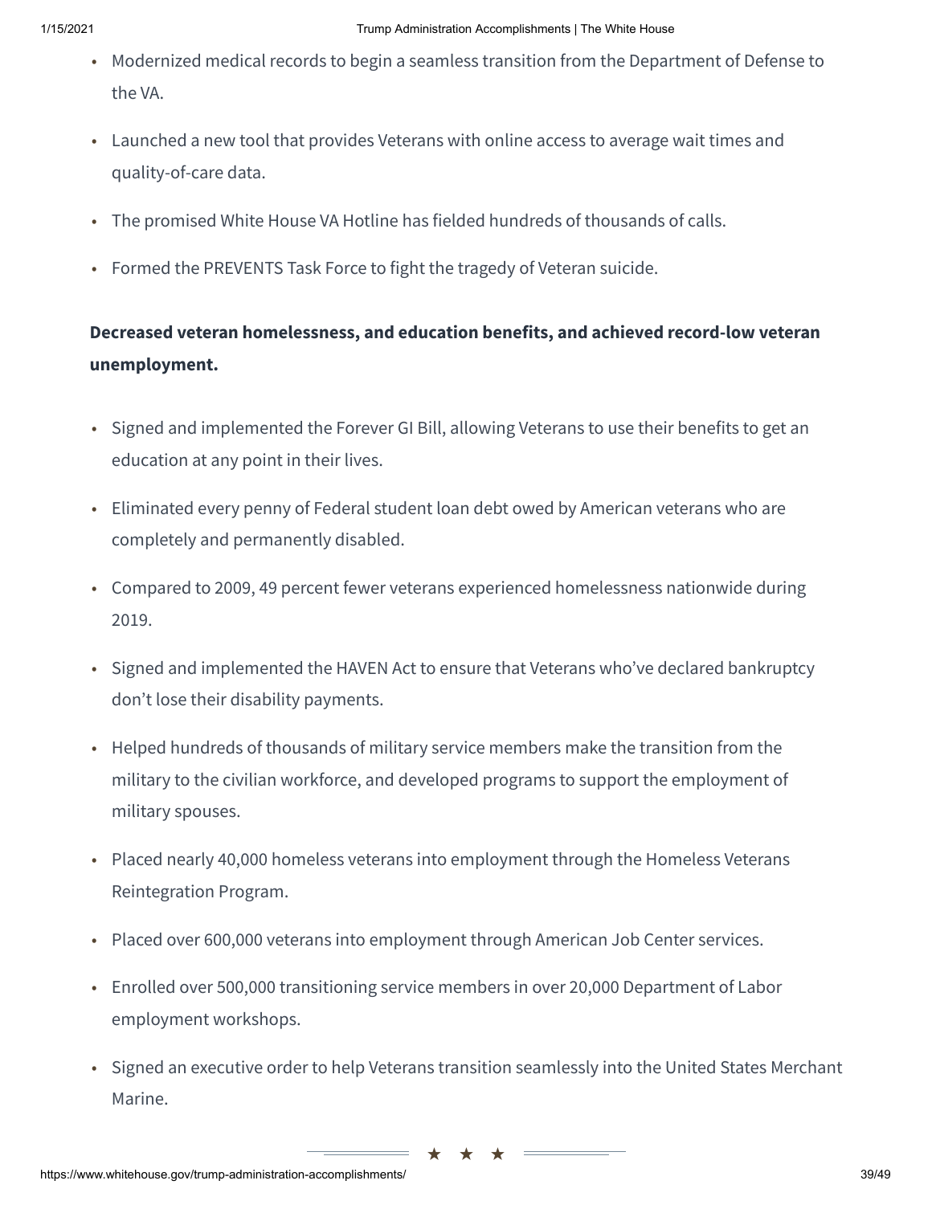- Modernized medical records to begin a seamless transition from the Department of Defense to the VA.
- Launched a new tool that provides Veterans with online access to average wait times and quality-of-care data.
- The promised White House VA Hotline has fielded hundreds of thousands of calls.
- Formed the PREVENTS Task Force to fight the tragedy of Veteran suicide.

**Decreased veteran homelessness, and education benefits, and achieved record-low veteran unemployment.**

- Signed and implemented the Forever GI Bill, allowing Veterans to use their benefits to get an education at any point in their lives.
- Eliminated every penny of Federal student loan debt owed by American veterans who are completely and permanently disabled.
- Compared to 2009, 49 percent fewer veterans experienced homelessness nationwide during 2019.
- Signed and implemented the HAVEN Act to ensure that Veterans who've declared bankruptcy don't lose their disability payments.
- Helped hundreds of thousands of military service members make the transition from the military to the civilian workforce, and developed programs to support the employment of military spouses.
- Placed nearly 40,000 homeless veterans into employment through the Homeless Veterans Reintegration Program.
- Placed over 600,000 veterans into employment through American Job Center services.
- Enrolled over 500,000 transitioning service members in over 20,000 Department of Labor employment workshops.
- Signed an executive order to help Veterans transition seamlessly into the United States Merchant Marine.

★ ★ ★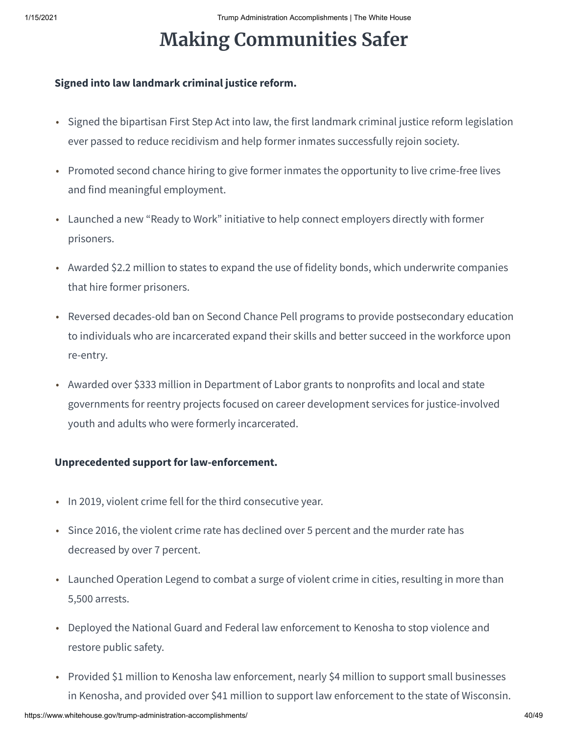# Making Communities Safer

**Signed into law landmark criminal justice reform.**

- Signed the bipartisan First Step Act into law, the first landmark criminal justice reform legislation ever passed to reduce recidivism and help former inmates successfully rejoin society.
- Promoted second chance hiring to give former inmates the opportunity to live crime-free lives and find meaningful employment.
- Launched a new “Ready to Work” initiative to help connect employers directly with former prisoners.
- Awarded $2.2 million to states to expand the use of fidelity bonds, which underwrite companies that hire former prisoners.
- Reversed decades-old ban on Second Chance Pell programs to provide postsecondary education to individuals who are incarcerated expand their skills and better succeed in the workforce upon re-entry.
- Awarded over $333 million in Department of Labor grants to nonprofits and local and state governments for reentry projects focused on career development services for justice-involved youth and adults who were formerly incarcerated.

**Unprecedented support for law-enforcement.**

- In 2019, violent crime fell for the third consecutive year.
- Since 2016, the violent crime rate has declined over 5 percent and the murder rate has decreased by over 7 percent.
- Launched Operation Legend to combat a surge of violent crime in cities, resulting in more than 5,500 arrests.
- Deployed the National Guard and Federal law enforcement to Kenosha to stop violence and restore public safety.
- Provided $1 million to Kenosha law enforcement, nearly $4 million to support small businesses in Kenosha, and provided over $41 million to support law enforcement to the state of Wisconsin.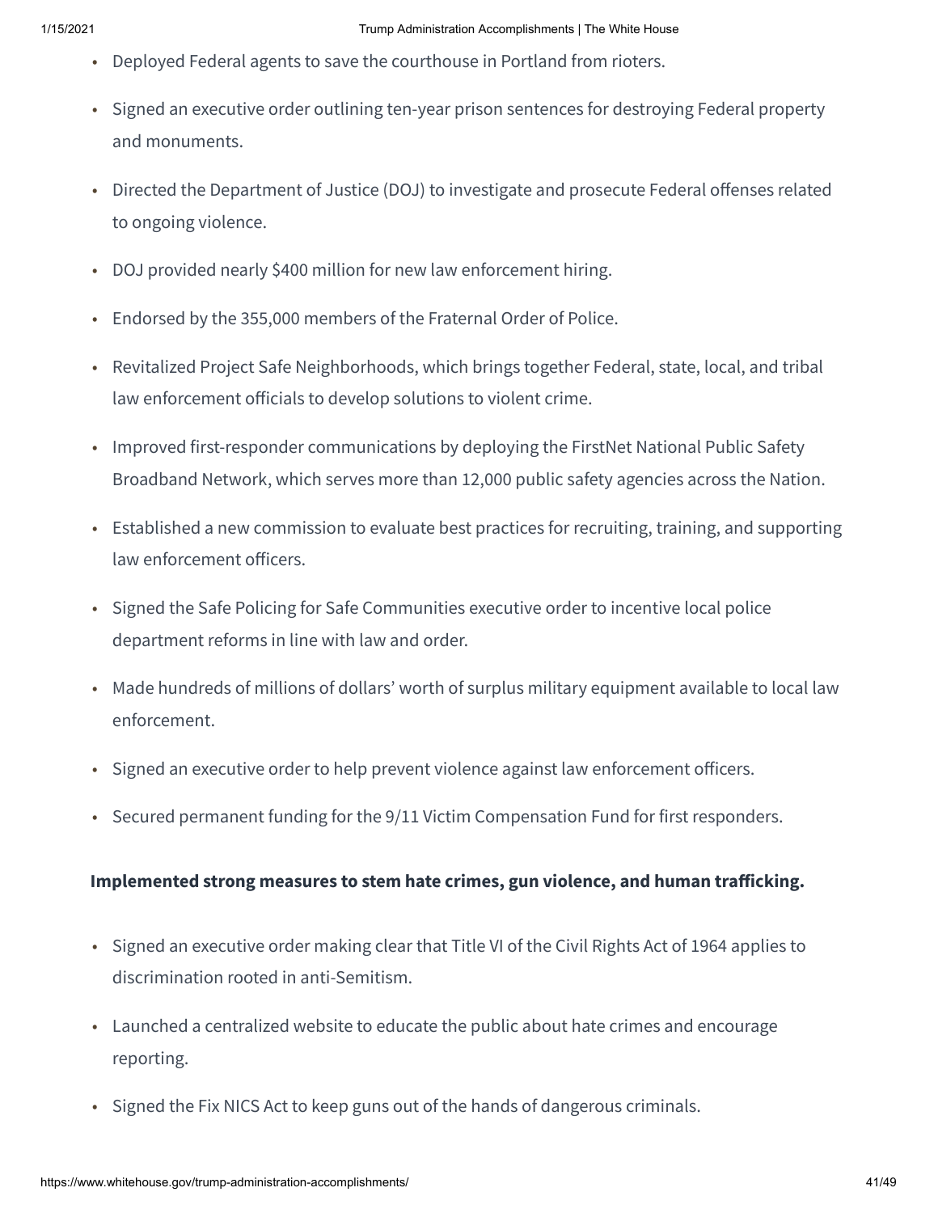- Deployed Federal agents to save the courthouse in Portland from rioters.
- Signed an executive order outlining ten-year prison sentences for destroying Federal property and monuments.
- Directed the Department of Justice (DOJ) to investigate and prosecute Federal offenses related to ongoing violence.
- DOJ provided nearly $400 million for new law enforcement hiring.
- Endorsed by the 355,000 members of the Fraternal Order of Police.
- Revitalized Project Safe Neighborhoods, which brings together Federal, state, local, and tribal law enforcement officials to develop solutions to violent crime.
- Improved first-responder communications by deploying the FirstNet National Public Safety Broadband Network, which serves more than 12,000 public safety agencies across the Nation.
- Established a new commission to evaluate best practices for recruiting, training, and supporting law enforcement officers.
- Signed the Safe Policing for Safe Communities executive order to incentive local police department reforms in line with law and order.
- Made hundreds of millions of dollars' worth of surplus military equipment available to local law enforcement.
- Signed an executive order to help prevent violence against law enforcement officers.
- Secured permanent funding for the 9/11 Victim Compensation Fund for first responders.

**Implemented strong measures to stem hate crimes, gun violence, and human trafficking.**

- Signed an executive order making clear that Title VI of the Civil Rights Act of 1964 applies to discrimination rooted in anti-Semitism.
- Launched a centralized website to educate the public about hate crimes and encourage reporting.
- Signed the Fix NICS Act to keep guns out of the hands of dangerous criminals.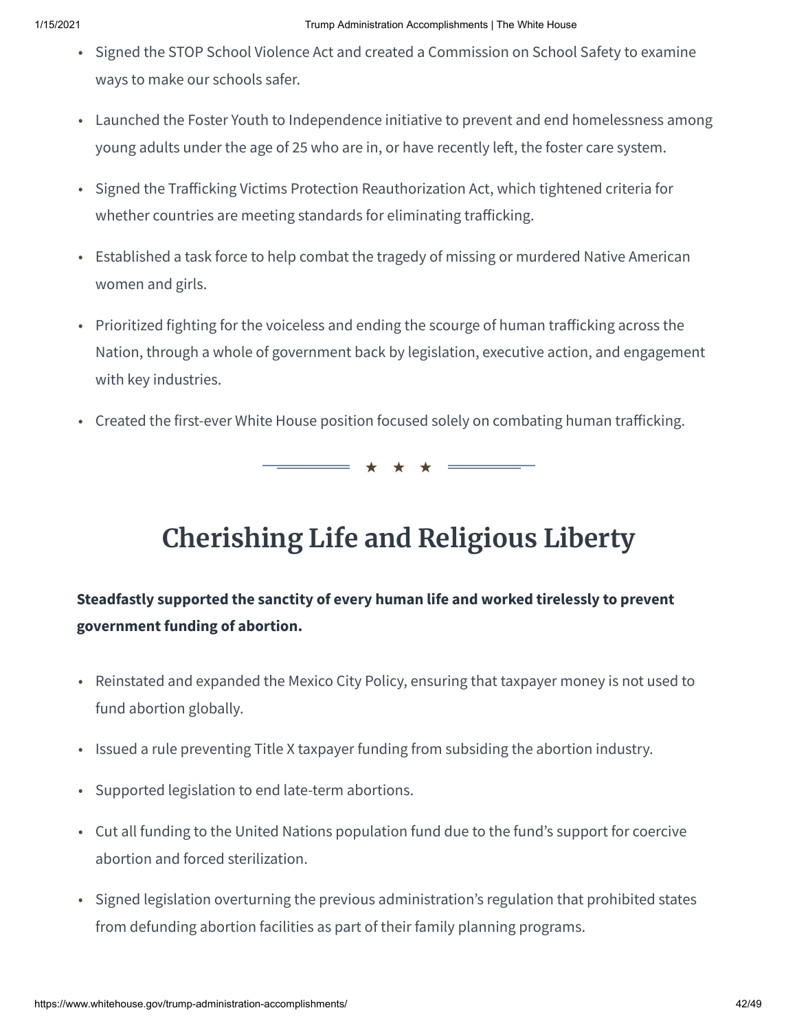- Signed the STOP School Violence Act and created a Commission on School Safety to examine ways to make our schools safer.
- Launched the Foster Youth to Independence initiative to prevent and end homelessness among young adults under the age of 25 who are in, or have recently left, the foster care system.
- Signed the Trafficking Victims Protection Reauthorization Act, which tightened criteria for whether countries are meeting standards for eliminating trafficking.
- Established a task force to help combat the tragedy of missing or murdered Native American women and girls.
- Prioritized fighting for the voiceless and ending the scourge of human trafficking across the Nation, through a whole of government back by legislation, executive action, and engagement with key industries.
- Created the first-ever White House position focused solely on combating human trafficking.

★ ★ ★

# Cherishing Life and Religious Liberty

**Steadfastly supported the sanctity of every human life and worked tirelessly to prevent government funding of abortion.**

- Reinstated and expanded the Mexico City Policy, ensuring that taxpayer money is not used to fund abortion globally.
- Issued a rule preventing Title X taxpayer funding from subsiding the abortion industry.
- Supported legislation to end late-term abortions.
- Cut all funding to the United Nations population fund due to the fund's support for coercive abortion and forced sterilization.
- Signed legislation overturning the previous administration's regulation that prohibited states from defunding abortion facilities as part of their family planning programs.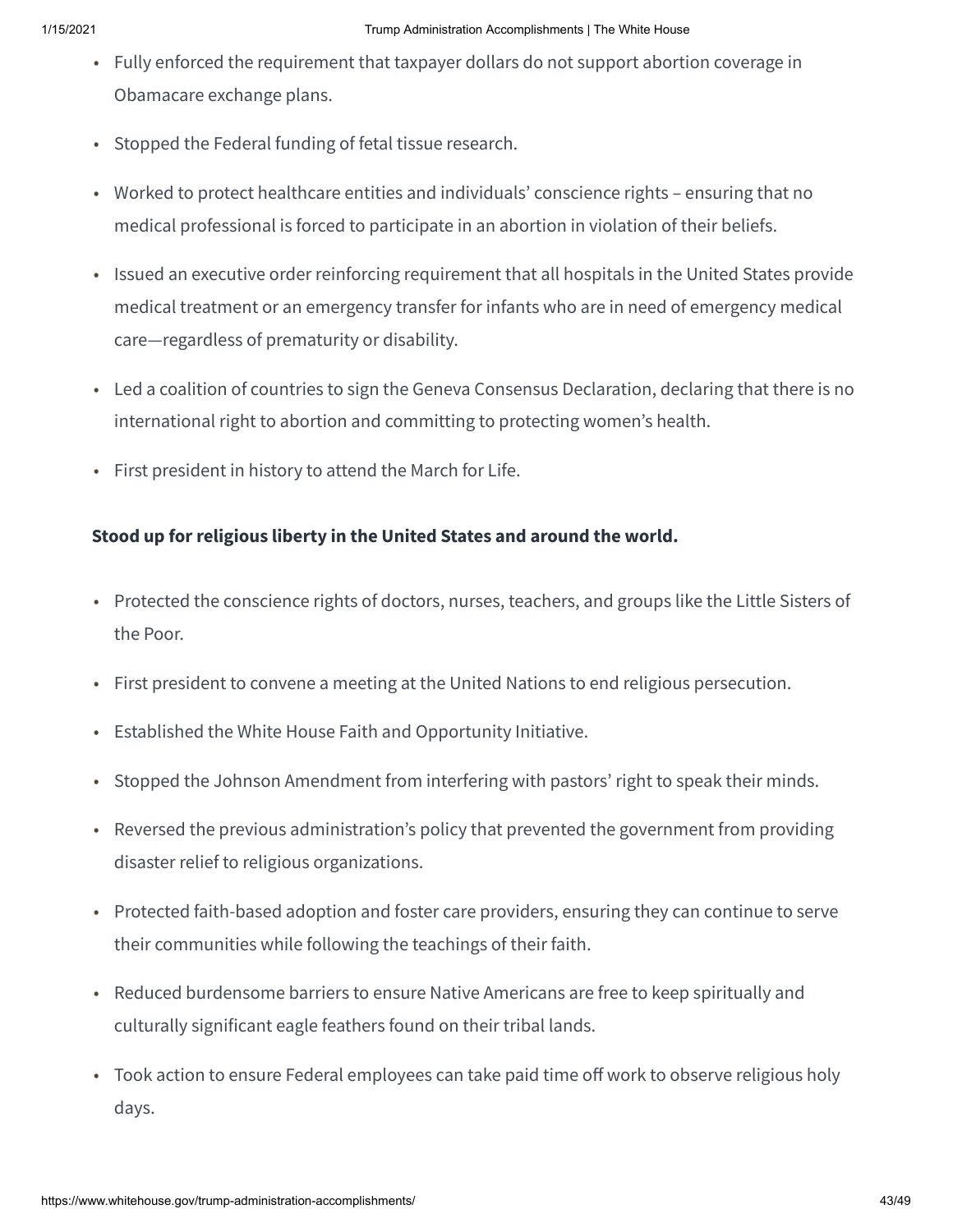- Fully enforced the requirement that taxpayer dollars do not support abortion coverage in Obamacare exchange plans.
- Stopped the Federal funding of fetal tissue research.
- Worked to protect healthcare entities and individuals' conscience rights – ensuring that no medical professional is forced to participate in an abortion in violation of their beliefs.
- Issued an executive order reinforcing requirement that all hospitals in the United States provide medical treatment or an emergency transfer for infants who are in need of emergency medical care—regardless of prematurity or disability.
- Led a coalition of countries to sign the Geneva Consensus Declaration, declaring that there is no international right to abortion and committing to protecting women's health.
- First president in history to attend the March for Life.

**Stood up for religious liberty in the United States and around the world.**

- Protected the conscience rights of doctors, nurses, teachers, and groups like the Little Sisters of the Poor.
- First president to convene a meeting at the United Nations to end religious persecution.
- Established the White House Faith and Opportunity Initiative.
- Stopped the Johnson Amendment from interfering with pastors' right to speak their minds.
- Reversed the previous administration's policy that prevented the government from providing disaster relief to religious organizations.
- Protected faith-based adoption and foster care providers, ensuring they can continue to serve their communities while following the teachings of their faith.
- Reduced burdensome barriers to ensure Native Americans are free to keep spiritually and culturally significant eagle feathers found on their tribal lands.
- Took action to ensure Federal employees can take paid time off work to observe religious holy days.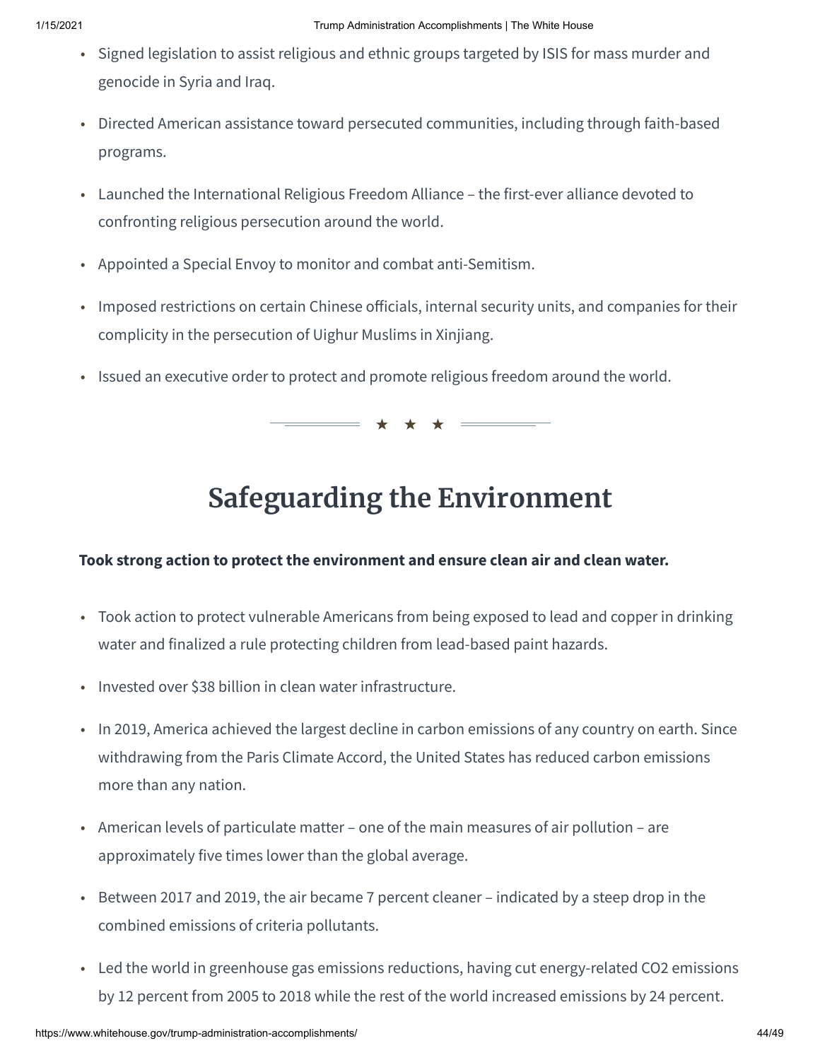- Signed legislation to assist religious and ethnic groups targeted by ISIS for mass murder and genocide in Syria and Iraq.
- Directed American assistance toward persecuted communities, including through faith-based programs.
- Launched the International Religious Freedom Alliance – the first-ever alliance devoted to confronting religious persecution around the world.
- Appointed a Special Envoy to monitor and combat anti-Semitism.
- Imposed restrictions on certain Chinese officials, internal security units, and companies for their complicity in the persecution of Uighur Muslims in Xinjiang.
- Issued an executive order to protect and promote religious freedom around the world.

★ ★ ★

# Safeguarding the Environment

**Took strong action to protect the environment and ensure clean air and clean water.**

- Took action to protect vulnerable Americans from being exposed to lead and copper in drinking water and finalized a rule protecting children from lead-based paint hazards.
- Invested over $38 billion in clean water infrastructure.
- In 2019, America achieved the largest decline in carbon emissions of any country on earth. Since withdrawing from the Paris Climate Accord, the United States has reduced carbon emissions more than any nation.
- American levels of particulate matter – one of the main measures of air pollution – are approximately five times lower than the global average.
- Between 2017 and 2019, the air became 7 percent cleaner – indicated by a steep drop in the combined emissions of criteria pollutants.
- Led the world in greenhouse gas emissions reductions, having cut energy-related $CO_2$ emissions by 12 percent from 2005 to 2018 while the rest of the world increased emissions by 24 percent.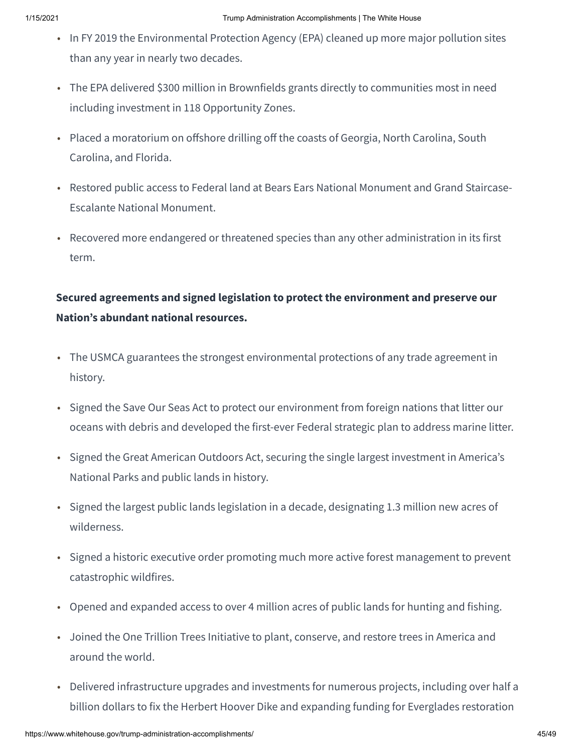- In FY 2019 the Environmental Protection Agency (EPA) cleaned up more major pollution sites than any year in nearly two decades.
- The EPA delivered $300 million in Brownfields grants directly to communities most in need including investment in 118 Opportunity Zones.
- Placed a moratorium on offshore drilling off the coasts of Georgia, North Carolina, South Carolina, and Florida.
- Restored public access to Federal land at Bears Ears National Monument and Grand Staircase-Escalante National Monument.
- Recovered more endangered or threatened species than any other administration in its first term.

**Secured agreements and signed legislation to protect the environment and preserve our Nation's abundant national resources.**

- The USMCA guarantees the strongest environmental protections of any trade agreement in history.
- Signed the Save Our Seas Act to protect our environment from foreign nations that litter our oceans with debris and developed the first-ever Federal strategic plan to address marine litter.
- Signed the Great American Outdoors Act, securing the single largest investment in America's National Parks and public lands in history.
- Signed the largest public lands legislation in a decade, designating 1.3 million new acres of wilderness.
- Signed a historic executive order promoting much more active forest management to prevent catastrophic wildfires.
- Opened and expanded access to over 4 million acres of public lands for hunting and fishing.
- Joined the One Trillion Trees Initiative to plant, conserve, and restore trees in America and around the world.
- Delivered infrastructure upgrades and investments for numerous projects, including over half a billion dollars to fix the Herbert Hoover Dike and expanding funding for Everglades restoration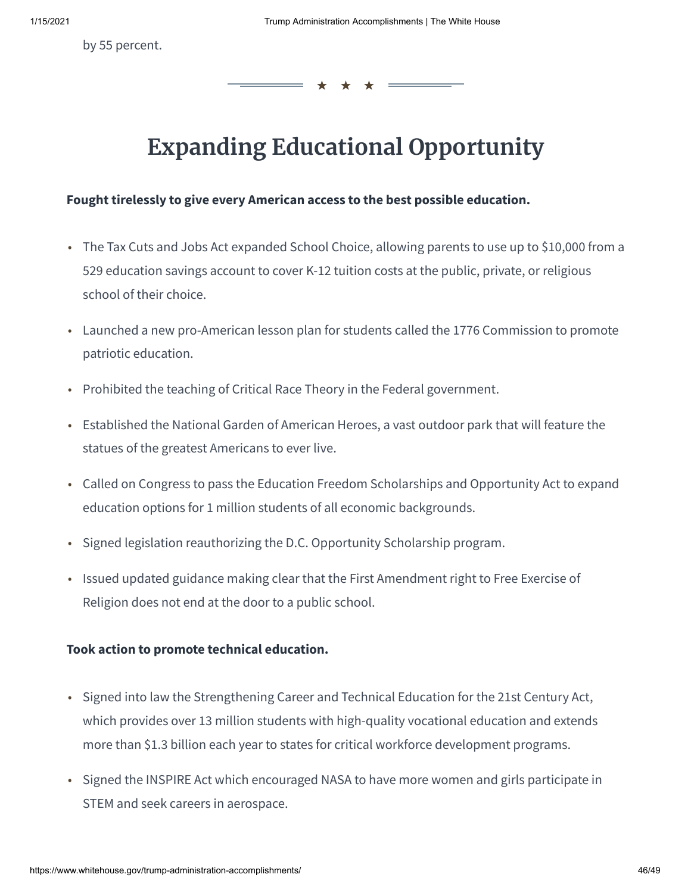by 55 percent.

## Expanding Educational Opportunity

**Fought tirelessly to give every American access to the best possible education.**

- The Tax Cuts and Jobs Act expanded School Choice, allowing parents to use up to $10,000 from a 529 education savings account to cover K-12 tuition costs at the public, private, or religious school of their choice.
- Launched a new pro-American lesson plan for students called the 1776 Commission to promote patriotic education.
- Prohibited the teaching of Critical Race Theory in the Federal government.
- Established the National Garden of American Heroes, a vast outdoor park that will feature the statues of the greatest Americans to ever live.
- Called on Congress to pass the Education Freedom Scholarships and Opportunity Act to expand education options for 1 million students of all economic backgrounds.
- Signed legislation reauthorizing the D.C. Opportunity Scholarship program.
- Issued updated guidance making clear that the First Amendment right to Free Exercise of Religion does not end at the door to a public school.

**Took action to promote technical education.**

- Signed into law the Strengthening Career and Technical Education for the 21st Century Act, which provides over 13 million students with high-quality vocational education and extends more than $1.3 billion each year to states for critical workforce development programs.
- Signed the INSPIRE Act which encouraged NASA to have more women and girls participate in STEM and seek careers in aerospace.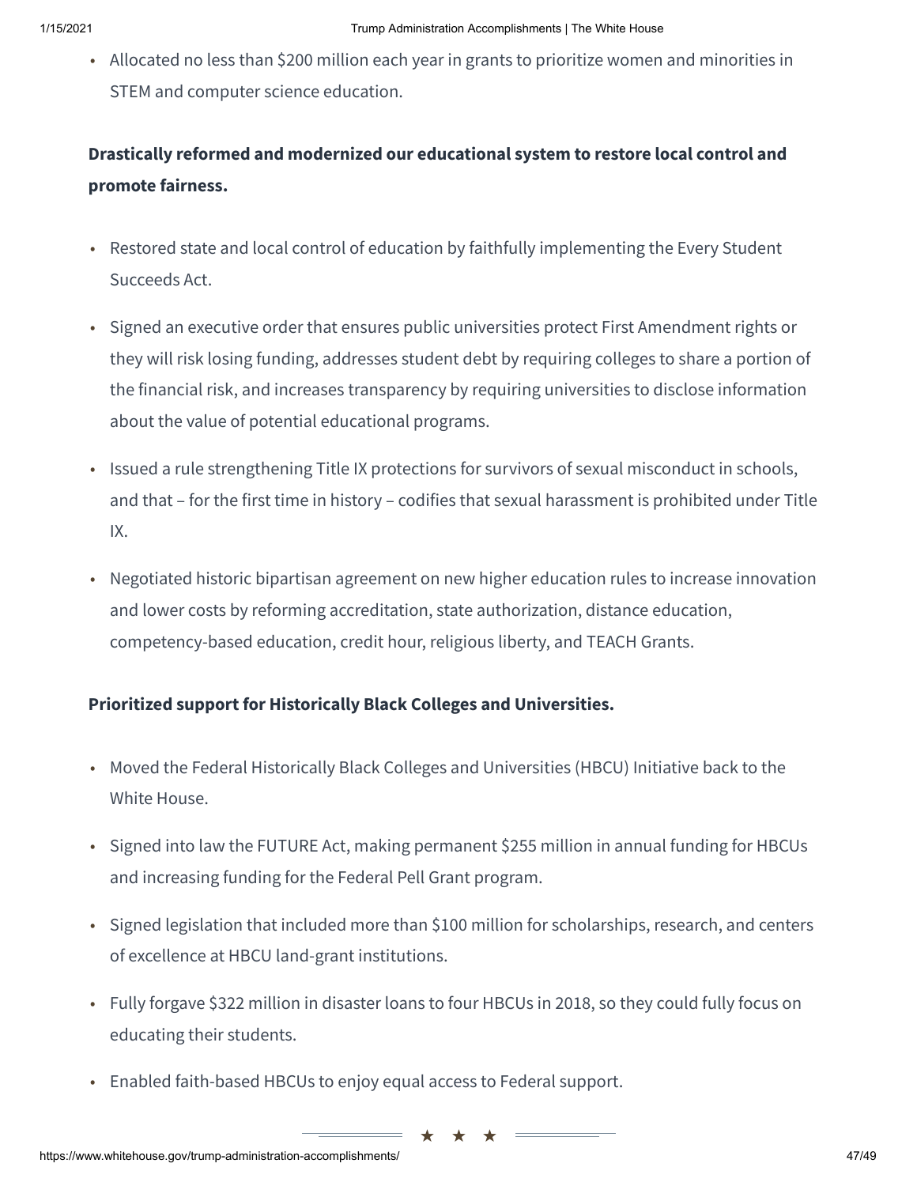- Allocated no less than $200 million each year in grants to prioritize women and minorities in STEM and computer science education.

**Drastically reformed and modernized our educational system to restore local control and promote fairness.**

- Restored state and local control of education by faithfully implementing the Every Student Succeeds Act.
- Signed an executive order that ensures public universities protect First Amendment rights or they will risk losing funding, addresses student debt by requiring colleges to share a portion of the financial risk, and increases transparency by requiring universities to disclose information about the value of potential educational programs.
- Issued a rule strengthening Title IX protections for survivors of sexual misconduct in schools, and that – for the first time in history – codifies that sexual harassment is prohibited under Title IX.
- Negotiated historic bipartisan agreement on new higher education rules to increase innovation and lower costs by reforming accreditation, state authorization, distance education, competency-based education, credit hour, religious liberty, and TEACH Grants.

**Prioritized support for Historically Black Colleges and Universities.**

- Moved the Federal Historically Black Colleges and Universities (HBCU) Initiative back to the White House.
- Signed into law the FUTURE Act, making permanent $255 million in annual funding for HBCUs and increasing funding for the Federal Pell Grant program.
- Signed legislation that included more than $100 million for scholarships, research, and centers of excellence at HBCU land-grant institutions.
- Fully forgave $322 million in disaster loans to four HBCUs in 2018, so they could fully focus on educating their students.
- Enabled faith-based HBCUs to enjoy equal access to Federal support.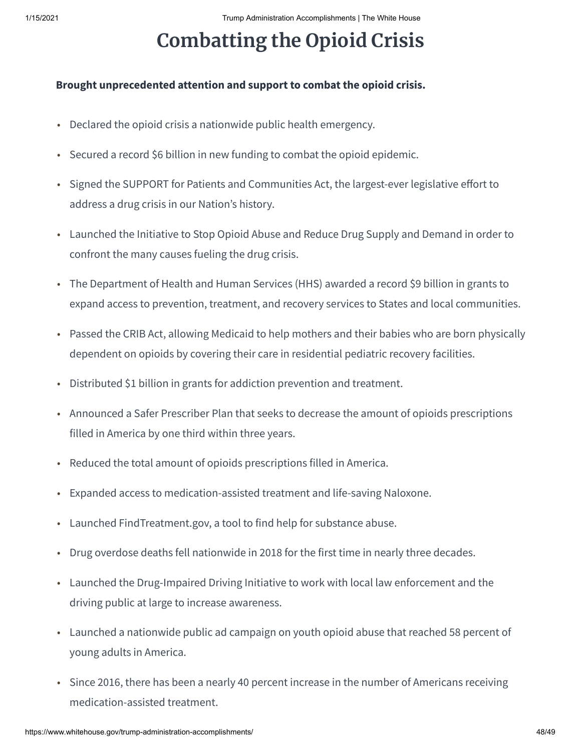# Combatting the Opioid Crisis

**Brought unprecedented attention and support to combat the opioid crisis.**

- Declared the opioid crisis a nationwide public health emergency.
- Secured a record $6 billion in new funding to combat the opioid epidemic.
- Signed the SUPPORT for Patients and Communities Act, the largest-ever legislative effort to address a drug crisis in our Nation's history.
- Launched the Initiative to Stop Opioid Abuse and Reduce Drug Supply and Demand in order to confront the many causes fueling the drug crisis.
- The Department of Health and Human Services (HHS) awarded a record $9 billion in grants to expand access to prevention, treatment, and recovery services to States and local communities.
- Passed the CRIB Act, allowing Medicaid to help mothers and their babies who are born physically dependent on opioids by covering their care in residential pediatric recovery facilities.
- Distributed $1 billion in grants for addiction prevention and treatment.
- Announced a Safer Prescriber Plan that seeks to decrease the amount of opioids prescriptions filled in America by one third within three years.
- Reduced the total amount of opioids prescriptions filled in America.
- Expanded access to medication-assisted treatment and life-saving Naloxone.
- Launched FindTreatment.gov, a tool to find help for substance abuse.
- Drug overdose deaths fell nationwide in 2018 for the first time in nearly three decades.
- Launched the Drug-Impaired Driving Initiative to work with local law enforcement and the driving public at large to increase awareness.
- Launched a nationwide public ad campaign on youth opioid abuse that reached 58 percent of young adults in America.
- Since 2016, there has been a nearly 40 percent increase in the number of Americans receiving medication-assisted treatment.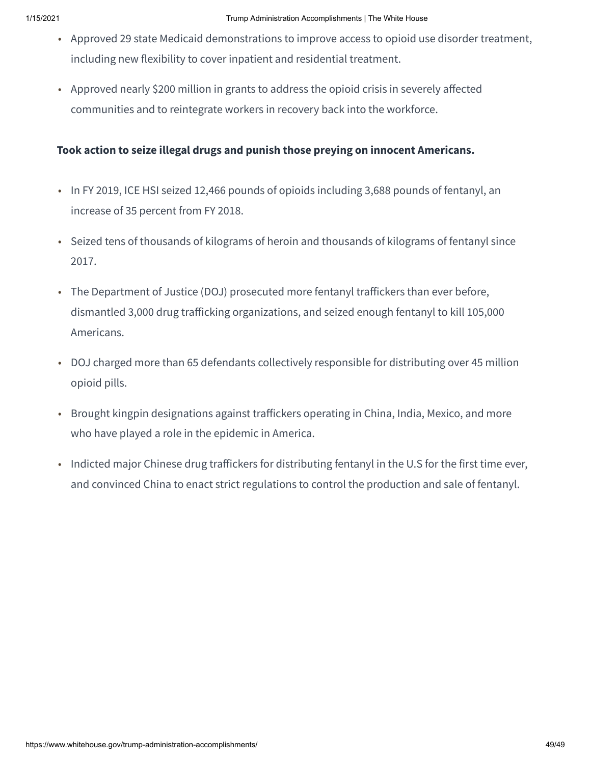- Approved 29 state Medicaid demonstrations to improve access to opioid use disorder treatment, including new flexibility to cover inpatient and residential treatment.
- Approved nearly $200 million in grants to address the opioid crisis in severely affected communities and to reintegrate workers in recovery back into the workforce.

**Took action to seize illegal drugs and punish those preying on innocent Americans.**

- In FY 2019, ICE HSI seized 12,466 pounds of opioids including 3,688 pounds of fentanyl, an increase of 35 percent from FY 2018.
- Seized tens of thousands of kilograms of heroin and thousands of kilograms of fentanyl since 2017.
- The Department of Justice (DOJ) prosecuted more fentanyl traffickers than ever before, dismantled 3,000 drug trafficking organizations, and seized enough fentanyl to kill 105,000 Americans.
- DOJ charged more than 65 defendants collectively responsible for distributing over 45 million opioid pills.
- Brought kingpin designations against traffickers operating in China, India, Mexico, and more who have played a role in the epidemic in America.
- Indicted major Chinese drug traffickers for distributing fentanyl in the U.S for the first time ever, and convinced China to enact strict regulations to control the production and sale of fentanyl.